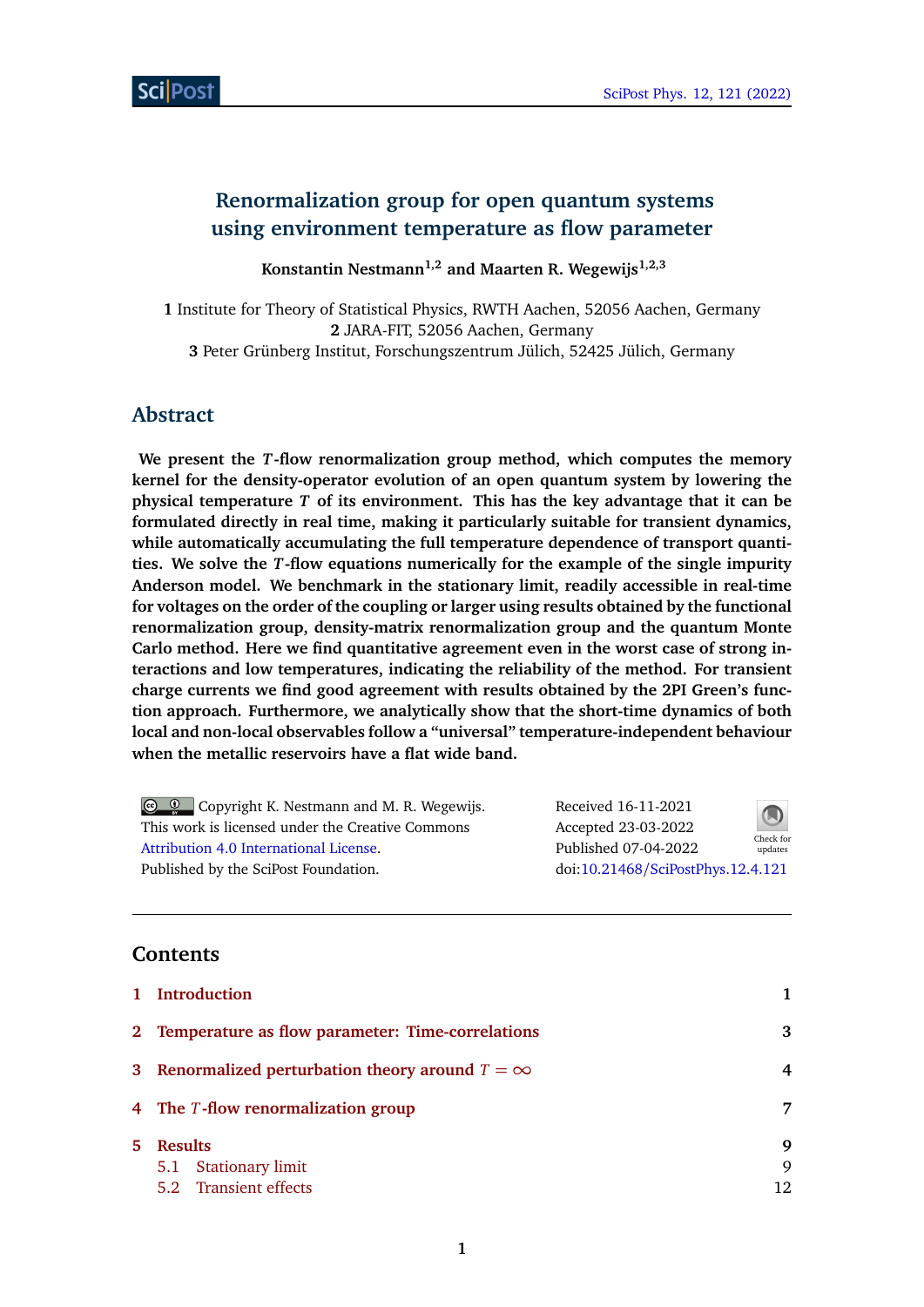# Renormalization group for open quantum systems using environment temperature as flow parameter

**Konstantin Nestmann[1,2] and Maarten R. Wegewijs[1,2,3]**

**1** Institute for Theory of Statistical Physics, RWTH Aachen, 52056 Aachen, Germany
**2** JARA-FIT, 52056 Aachen, Germany
**3** Peter Grünberg Institut, Forschungszentrum Jülich, 52425 Jülich, Germany

## Abstract

**We present the $T$-flow renormalization group method, which computes the memory kernel for the density-operator evolution of an open quantum system by lowering the physical temperature $T$ of its environment. This has the key advantage that it can be formulated directly in real time, making it particularly suitable for transient dynamics, while automatically accumulating the full temperature dependence of transport quantities. We solve the $T$-flow equations numerically for the example of the single impurity Anderson model. We benchmark in the stationary limit, readily accessible in real-time for voltages on the order of the coupling or larger using results obtained by the functional renormalization group, density-matrix renormalization group and the quantum Monte Carlo method. Here we find quantitative agreement even in the worst case of strong interactions and low temperatures, indicating the reliability of the method. For transient charge currents we find good agreement with results obtained by the 2PI Green's function approach. Furthermore, we analytically show that the short-time dynamics of both local and non-local observables follow a "universal" temperature-independent behaviour when the metallic reservoirs have a flat wide band.**

Copyright K. Nestmann and M. R. Wegewijs.
This work is licensed under the Creative Commons Attribution 4.0 International License.
Published by the SciPost Foundation.

Received 16-11-2021
Accepted 23-03-2022
Published 07-04-2022
doi:10.21468/SciPostPhys.12.4.121

---

## Contents

1 Introduction — 1
2 Temperature as flow parameter: Time-correlations — 3
3 Renormalized perturbation theory around $T = \infty$ — 4
4 The $T$-flow renormalization group — 7
5 Results — 9
  5.1 Stationary limit — 9
  5.2 Transient effects — 12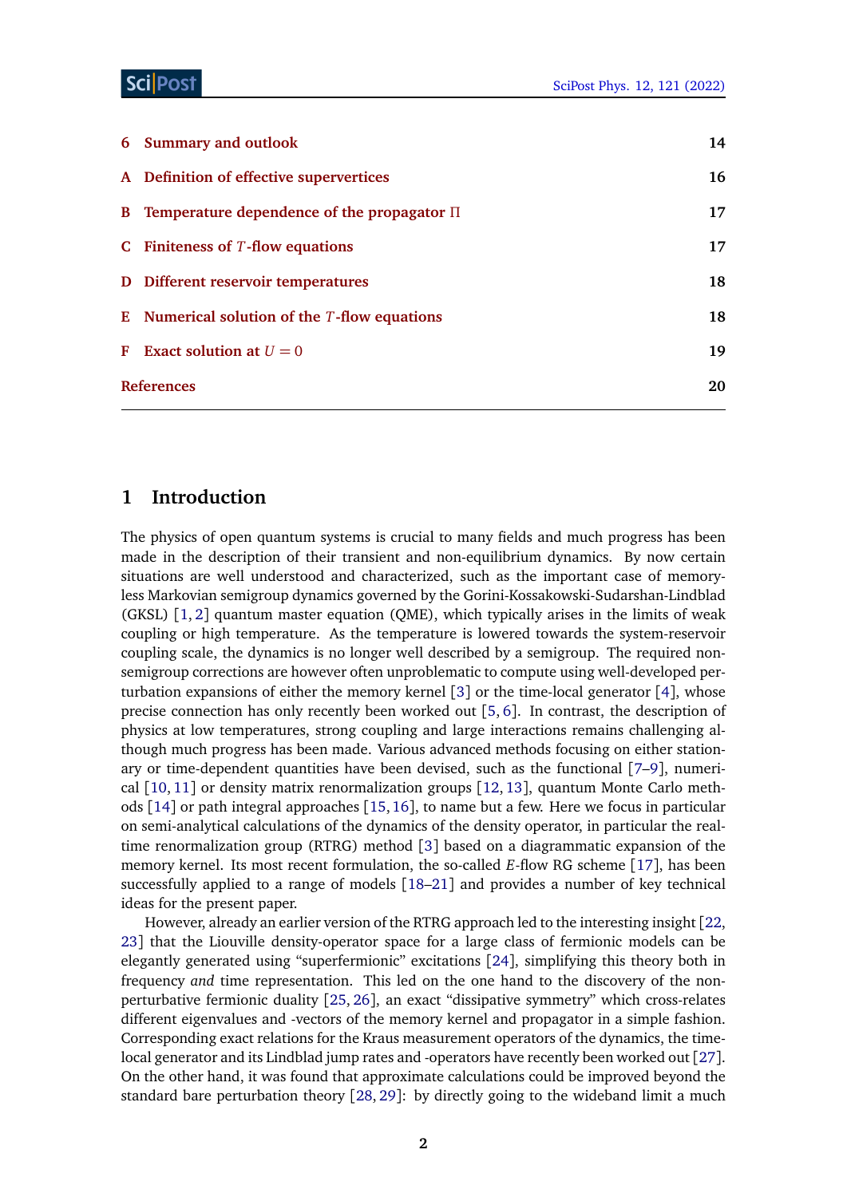| | | |
|---|---|---|
| 6 | Summary and outlook | 14 |
| A | Definition of effective supervertices | 16 |
| B | Temperature dependence of the propagator $\Pi$ | 17 |
| C | Finiteness of $T$-flow equations | 17 |
| D | Different reservoir temperatures | 18 |
| E | Numerical solution of the $T$-flow equations | 18 |
| F | Exact solution at $U = 0$ | 19 |
| | References | 20 |

# 1 Introduction

The physics of open quantum systems is crucial to many fields and much progress has been made in the description of their transient and non-equilibrium dynamics. By now certain situations are well understood and characterized, such as the important case of memory-less Markovian semigroup dynamics governed by the Gorini-Kossakowski-Sudarshan-Lindblad (GKSL) [1, 2] quantum master equation (QME), which typically arises in the limits of weak coupling or high temperature. As the temperature is lowered towards the system-reservoir coupling scale, the dynamics is no longer well described by a semigroup. The required non-semigroup corrections are however often unproblematic to compute using well-developed perturbation expansions of either the memory kernel [3] or the time-local generator [4], whose precise connection has only recently been worked out [5, 6]. In contrast, the description of physics at low temperatures, strong coupling and large interactions remains challenging although much progress has been made. Various advanced methods focusing on either stationary or time-dependent quantities have been devised, such as the functional [7–9], numerical [10, 11] or density matrix renormalization groups [12, 13], quantum Monte Carlo methods [14] or path integral approaches [15, 16], to name but a few. Here we focus in particular on semi-analytical calculations of the dynamics of the density operator, in particular the real-time renormalization group (RTRG) method [3] based on a diagrammatic expansion of the memory kernel. Its most recent formulation, the so-called $E$-flow RG scheme [17], has been successfully applied to a range of models [18–21] and provides a number of key technical ideas for the present paper.

However, already an earlier version of the RTRG approach led to the interesting insight [22, 23] that the Liouville density-operator space for a large class of fermionic models can be elegantly generated using "superfermionic" excitations [24], simplifying this theory both in frequency *and* time representation. This led on the one hand to the discovery of the non-perturbative fermionic duality [25, 26], an exact "dissipative symmetry" which cross-relates different eigenvalues and -vectors of the memory kernel and propagator in a simple fashion. Corresponding exact relations for the Kraus measurement operators of the dynamics, the time-local generator and its Lindblad jump rates and -operators have recently been worked out [27]. On the other hand, it was found that approximate calculations could be improved beyond the standard bare perturbation theory [28, 29]: by directly going to the wideband limit a much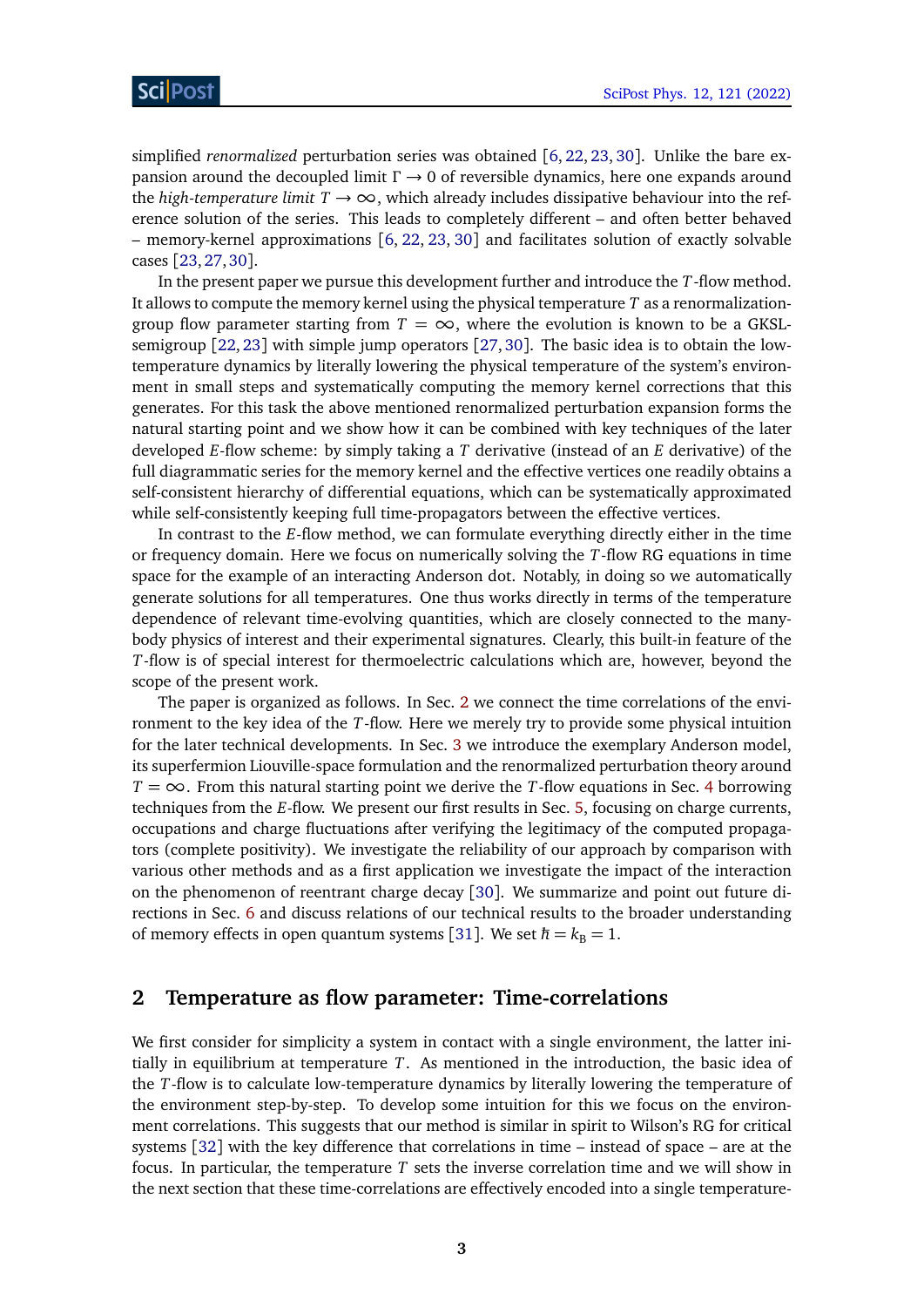simplified *renormalized* perturbation series was obtained [6, 22, 23, 30]. Unlike the bare expansion around the decoupled limit $\Gamma \to 0$ of reversible dynamics, here one expands around the *high-temperature limit* $T \to \infty$, which already includes dissipative behaviour into the reference solution of the series. This leads to completely different – and often better behaved – memory-kernel approximations [6, 22, 23, 30] and facilitates solution of exactly solvable cases [23, 27, 30].

In the present paper we pursue this development further and introduce the $T$-flow method. It allows to compute the memory kernel using the physical temperature $T$ as a renormalization-group flow parameter starting from $T = \infty$, where the evolution is known to be a GKSL-semigroup [22, 23] with simple jump operators [27, 30]. The basic idea is to obtain the low-temperature dynamics by literally lowering the physical temperature of the system's environment in small steps and systematically computing the memory kernel corrections that this generates. For this task the above mentioned renormalized perturbation expansion forms the natural starting point and we show how it can be combined with key techniques of the later developed $E$-flow scheme: by simply taking a $T$ derivative (instead of an $E$ derivative) of the full diagrammatic series for the memory kernel and the effective vertices one readily obtains a self-consistent hierarchy of differential equations, which can be systematically approximated while self-consistently keeping full time-propagators between the effective vertices.

In contrast to the $E$-flow method, we can formulate everything directly either in the time or frequency domain. Here we focus on numerically solving the $T$-flow RG equations in time space for the example of an interacting Anderson dot. Notably, in doing so we automatically generate solutions for all temperatures. One thus works directly in terms of the temperature dependence of relevant time-evolving quantities, which are closely connected to the many-body physics of interest and their experimental signatures. Clearly, this built-in feature of the $T$-flow is of special interest for thermoelectric calculations which are, however, beyond the scope of the present work.

The paper is organized as follows. In Sec. 2 we connect the time correlations of the environment to the key idea of the $T$-flow. Here we merely try to provide some physical intuition for the later technical developments. In Sec. 3 we introduce the exemplary Anderson model, its superfermion Liouville-space formulation and the renormalized perturbation theory around $T = \infty$. From this natural starting point we derive the $T$-flow equations in Sec. 4 borrowing techniques from the $E$-flow. We present our first results in Sec. 5, focusing on charge currents, occupations and charge fluctuations after verifying the legitimacy of the computed propagators (complete positivity). We investigate the reliability of our approach by comparison with various other methods and as a first application we investigate the impact of the interaction on the phenomenon of reentrant charge decay [30]. We summarize and point out future directions in Sec. 6 and discuss relations of our technical results to the broader understanding of memory effects in open quantum systems [31]. We set $\hbar = k_B = 1$.

## 2 Temperature as flow parameter: Time-correlations

We first consider for simplicity a system in contact with a single environment, the latter initially in equilibrium at temperature $T$. As mentioned in the introduction, the basic idea of the $T$-flow is to calculate low-temperature dynamics by literally lowering the temperature of the environment step-by-step. To develop some intuition for this we focus on the environment correlations. This suggests that our method is similar in spirit to Wilson's RG for critical systems [32] with the key difference that correlations in time – instead of space – are at the focus. In particular, the temperature $T$ sets the inverse correlation time and we will show in the next section that these time-correlations are effectively encoded into a single temperature-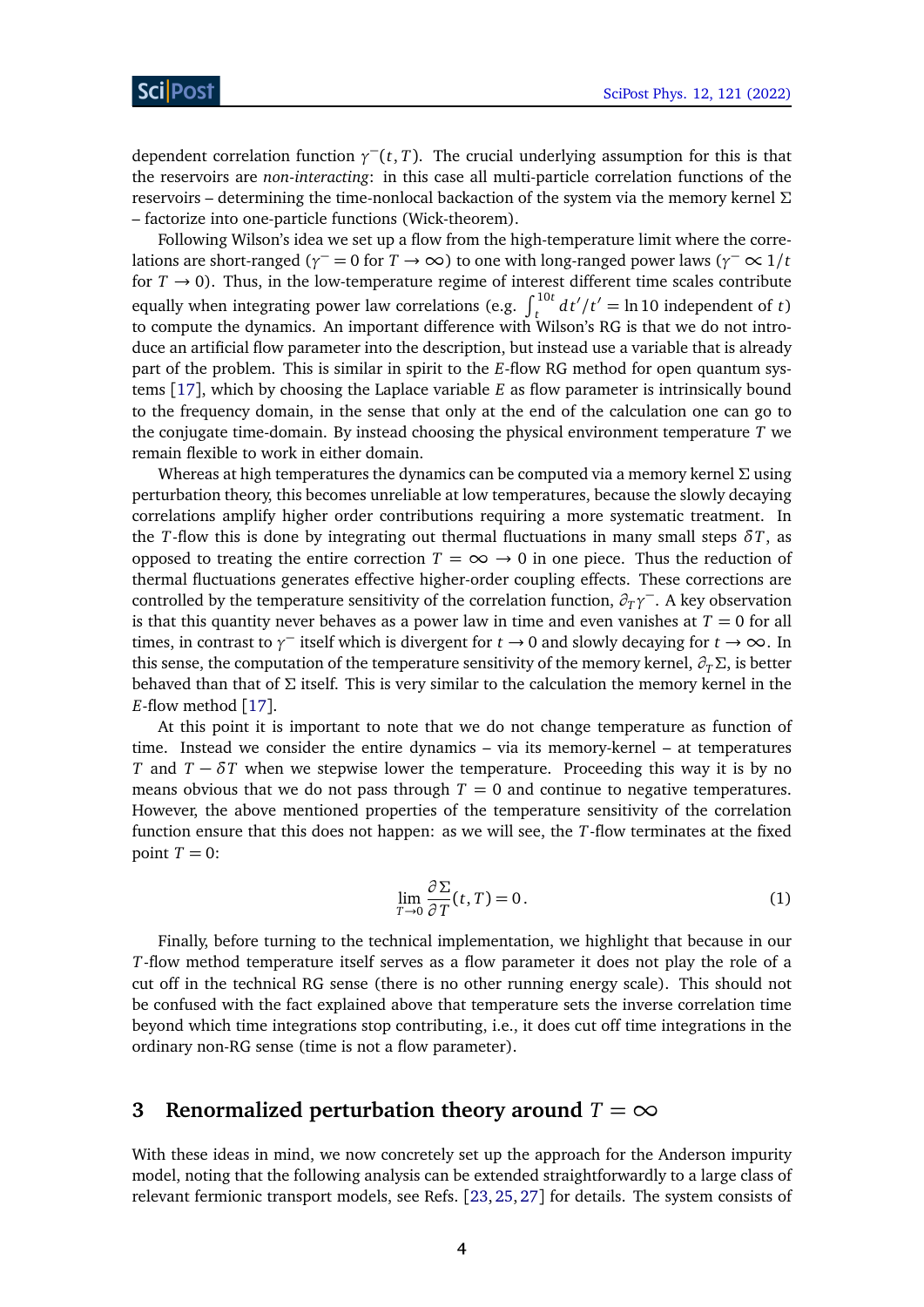dependent correlation function $\gamma^{-}(t,T)$. The crucial underlying assumption for this is that the reservoirs are *non-interacting*: in this case all multi-particle correlation functions of the reservoirs – determining the time-nonlocal backaction of the system via the memory kernel $\Sigma$ – factorize into one-particle functions (Wick-theorem).

Following Wilson's idea we set up a flow from the high-temperature limit where the correlations are short-ranged ($\gamma^{-}=0$ for $T\to\infty$) to one with long-ranged power laws ($\gamma^{-}\propto 1/t$ for $T\to 0$). Thus, in the low-temperature regime of interest different time scales contribute equally when integrating power law correlations (e.g. $\int_t^{10t} dt'/t' = \ln 10$ independent of $t$) to compute the dynamics. An important difference with Wilson's RG is that we do not introduce an artificial flow parameter into the description, but instead use a variable that is already part of the problem. This is similar in spirit to the $E$-flow RG method for open quantum systems [17], which by choosing the Laplace variable $E$ as flow parameter is intrinsically bound to the frequency domain, in the sense that only at the end of the calculation one can go to the conjugate time-domain. By instead choosing the physical environment temperature $T$ we remain flexible to work in either domain.

Whereas at high temperatures the dynamics can be computed via a memory kernel $\Sigma$ using perturbation theory, this becomes unreliable at low temperatures, because the slowly decaying correlations amplify higher order contributions requiring a more systematic treatment. In the $T$-flow this is done by integrating out thermal fluctuations in many small steps $\delta T$, as opposed to treating the entire correction $T=\infty\to 0$ in one piece. Thus the reduction of thermal fluctuations generates effective higher-order coupling effects. These corrections are controlled by the temperature sensitivity of the correlation function, $\partial_T\gamma^{-}$. A key observation is that this quantity never behaves as a power law in time and even vanishes at $T=0$ for all times, in contrast to $\gamma^{-}$ itself which is divergent for $t\to 0$ and slowly decaying for $t\to\infty$. In this sense, the computation of the temperature sensitivity of the memory kernel, $\partial_T\Sigma$, is better behaved than that of $\Sigma$ itself. This is very similar to the calculation the memory kernel in the $E$-flow method [17].

At this point it is important to note that we do not change temperature as function of time. Instead we consider the entire dynamics – via its memory-kernel – at temperatures $T$ and $T-\delta T$ when we stepwise lower the temperature. Proceeding this way it is by no means obvious that we do not pass through $T=0$ and continue to negative temperatures. However, the above mentioned properties of the temperature sensitivity of the correlation function ensure that this does not happen: as we will see, the $T$-flow terminates at the fixed point $T=0$:

$$\lim_{T\to 0}\frac{\partial\Sigma}{\partial T}(t,T)=0\,. \tag{1}$$

Finally, before turning to the technical implementation, we highlight that because in our $T$-flow method temperature itself serves as a flow parameter it does not play the role of a cut off in the technical RG sense (there is no other running energy scale). This should not be confused with the fact explained above that temperature sets the inverse correlation time beyond which time integrations stop contributing, i.e., it does cut off time integrations in the ordinary non-RG sense (time is not a flow parameter).

## 3 Renormalized perturbation theory around $T=\infty$

With these ideas in mind, we now concretely set up the approach for the Anderson impurity model, noting that the following analysis can be extended straightforwardly to a large class of relevant fermionic transport models, see Refs. [23, 25, 27] for details. The system consists of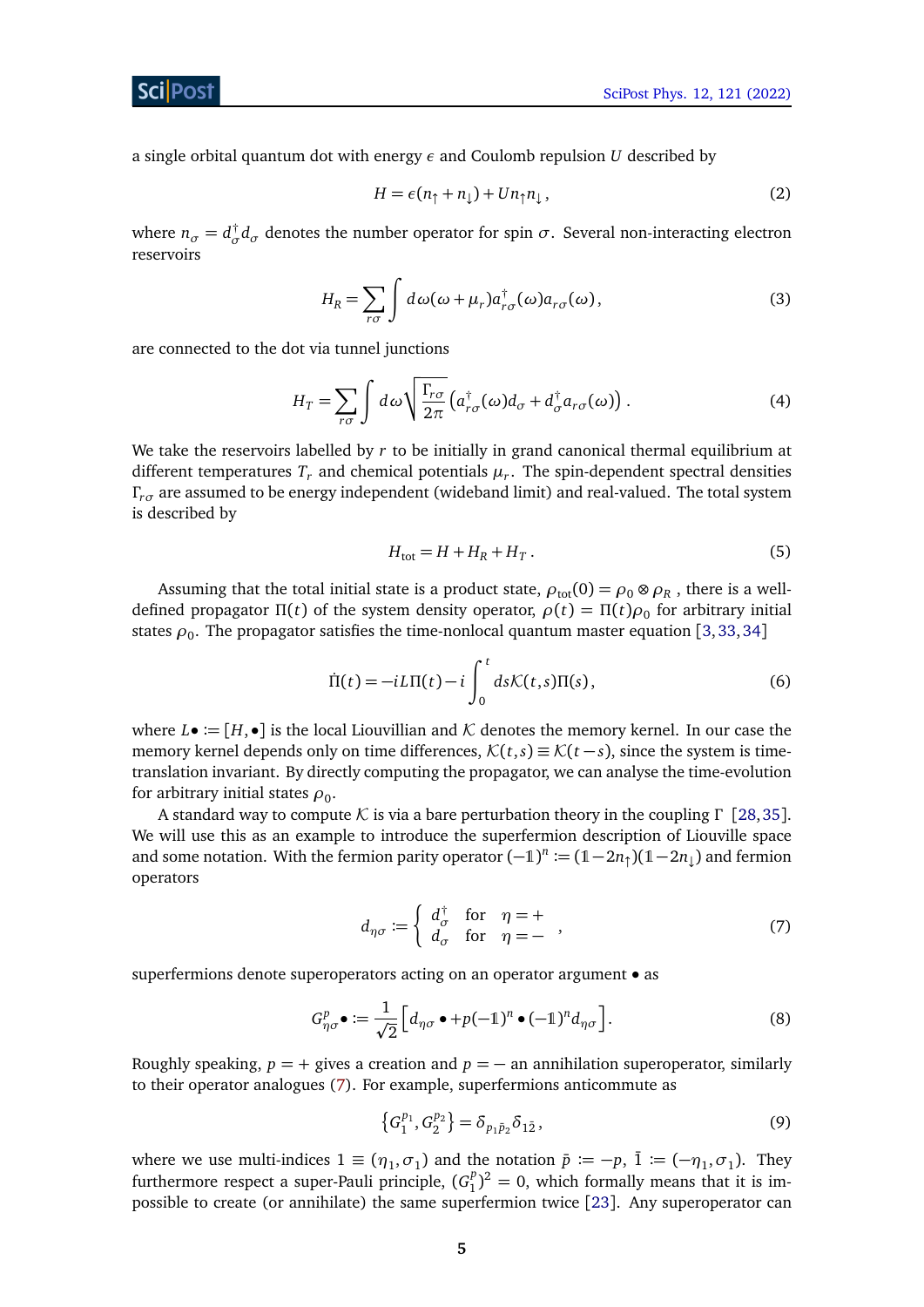a single orbital quantum dot with energy $\epsilon$ and Coulomb repulsion $U$ described by

$$H = \epsilon(n_\uparrow + n_\downarrow) + U n_\uparrow n_\downarrow \,, \tag{2}$$

where $n_\sigma = d_\sigma^\dagger d_\sigma$ denotes the number operator for spin $\sigma$. Several non-interacting electron reservoirs

$$H_R = \sum_{r\sigma} \int d\omega (\omega + \mu_r) a_{r\sigma}^\dagger(\omega) a_{r\sigma}(\omega) \,, \tag{3}$$

are connected to the dot via tunnel junctions

$$H_T = \sum_{r\sigma} \int d\omega \sqrt{\frac{\Gamma_{r\sigma}}{2\pi}} \left( a_{r\sigma}^\dagger(\omega) d_\sigma + d_\sigma^\dagger a_{r\sigma}(\omega) \right) . \tag{4}$$

We take the reservoirs labelled by $r$ to be initially in grand canonical thermal equilibrium at different temperatures $T_r$ and chemical potentials $\mu_r$. The spin-dependent spectral densities $\Gamma_{r\sigma}$ are assumed to be energy independent (wideband limit) and real-valued. The total system is described by

$$H_{\text{tot}} = H + H_R + H_T \,. \tag{5}$$

Assuming that the total initial state is a product state, $\rho_{\text{tot}}(0) = \rho_0 \otimes \rho_R$ , there is a well-defined propagator $\Pi(t)$ of the system density operator, $\rho(t) = \Pi(t)\rho_0$ for arbitrary initial states $\rho_0$. The propagator satisfies the time-nonlocal quantum master equation [3, 33, 34]

$$\dot{\Pi}(t) = -iL\Pi(t) - i\int_0^t ds \mathcal{K}(t,s)\Pi(s) \,, \tag{6}$$

where $L\bullet := [H, \bullet]$ is the local Liouvillian and $\mathcal{K}$ denotes the memory kernel. In our case the memory kernel depends only on time differences, $\mathcal{K}(t,s) \equiv \mathcal{K}(t-s)$, since the system is time-translation invariant. By directly computing the propagator, we can analyse the time-evolution for arbitrary initial states $\rho_0$.

A standard way to compute $\mathcal{K}$ is via a bare perturbation theory in the coupling $\Gamma$ [28, 35]. We will use this as an example to introduce the superfermion description of Liouville space and some notation. With the fermion parity operator $(-\mathbb{1})^n := (\mathbb{1} - 2n_\uparrow)(\mathbb{1} - 2n_\downarrow)$ and fermion operators

$$d_{\eta\sigma} := \begin{cases} d_\sigma^\dagger & \text{for} \quad \eta = + \\ d_\sigma & \text{for} \quad \eta = - \end{cases} \,, \tag{7}$$

superfermions denote superoperators acting on an operator argument $\bullet$ as

$$G_{\eta\sigma}^p \bullet := \frac{1}{\sqrt{2}} \left[ d_{\eta\sigma} \bullet + p(-\mathbb{1})^n \bullet (-\mathbb{1})^n d_{\eta\sigma} \right]. \tag{8}$$

Roughly speaking, $p = +$ gives a creation and $p = -$ an annihilation superoperator, similarly to their operator analogues (7). For example, superfermions anticommute as

$$\left\{ G_1^{p_1}, G_2^{p_2} \right\} = \delta_{p_1\bar{p}_2} \delta_{1\bar{2}} \,, \tag{9}$$

where we use multi-indices $1 \equiv (\eta_1, \sigma_1)$ and the notation $\bar{p} := -p$, $\bar{1} := (-\eta_1, \sigma_1)$. They furthermore respect a super-Pauli principle, $(G_1^p)^2 = 0$, which formally means that it is impossible to create (or annihilate) the same superfermion twice [23]. Any superoperator can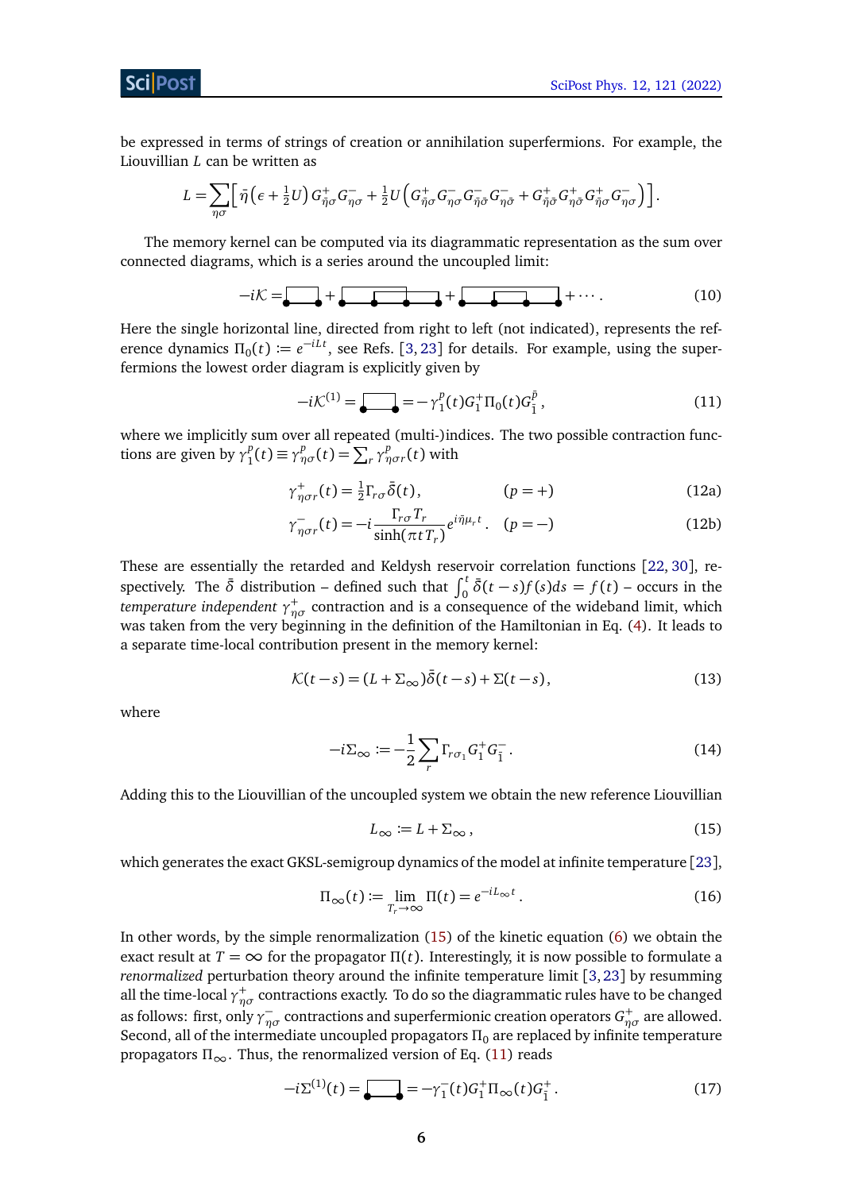be expressed in terms of strings of creation or annihilation superfermions. For example, the Liouvillian $L$ can be written as

$$L = \sum_{\eta\sigma} \Big[ \bar{\eta}\left(\epsilon + \tfrac{1}{2}U\right) G^{+}_{\bar{\eta}\sigma} G^{-}_{\eta\sigma} + \tfrac{1}{2} U \left( G^{+}_{\bar{\eta}\sigma} G^{-}_{\eta\sigma} G^{-}_{\bar{\eta}\bar{\sigma}} G^{-}_{\eta\bar{\sigma}} + G^{+}_{\bar{\eta}\bar{\sigma}} G^{+}_{\eta\bar{\sigma}} G^{+}_{\bar{\eta}\sigma} G^{-}_{\eta\sigma} \right) \Big] .$$

The memory kernel can be computed via its diagrammatic representation as the sum over connected diagrams, which is a series around the uncoupled limit:

$$-i\mathcal{K} = \text{[diagram]} + \text{[diagram]} + \text{[diagram]} + \cdots . \tag{10}$$

Here the single horizontal line, directed from right to left (not indicated), represents the reference dynamics $\Pi_0(t) := e^{-iLt}$, see Refs. [3, 23] for details. For example, using the superfermions the lowest order diagram is explicitly given by

$$-i\mathcal{K}^{(1)} = \text{[diagram]} = -\gamma^{p}_{1}(t) G^{+}_{1} \Pi_0(t) G^{\bar{p}}_{\bar{1}} , \tag{11}$$

where we implicitly sum over all repeated (multi-)indices. The two possible contraction functions are given by $\gamma^{p}_{1}(t) \equiv \gamma^{p}_{\eta\sigma}(t) = \sum_r \gamma^{p}_{\eta\sigma r}(t)$ with

$$\gamma^{+}_{\eta\sigma r}(t) = \tfrac{1}{2}\Gamma_{r\sigma}\bar{\delta}(t), \qquad (p = +) \tag{12a}$$

$$\gamma^{-}_{\eta\sigma r}(t) = -i\frac{\Gamma_{r\sigma} T_r}{\sinh(\pi t T_r)} e^{i\bar{\eta}\mu_r t} . \quad (p = -) \tag{12b}$$

These are essentially the retarded and Keldysh reservoir correlation functions [22, 30], respectively. The $\bar{\delta}$ distribution – defined such that $\int_0^t \bar{\delta}(t-s) f(s) ds = f(t)$ – occurs in the *temperature independent* $\gamma^{+}_{\eta\sigma}$ contraction and is a consequence of the wideband limit, which was taken from the very beginning in the definition of the Hamiltonian in Eq. (4). It leads to a separate time-local contribution present in the memory kernel:

$$\mathcal{K}(t-s) = (L + \Sigma_\infty)\bar{\delta}(t-s) + \Sigma(t-s), \tag{13}$$

where

$$-i\Sigma_\infty := -\frac{1}{2}\sum_r \Gamma_{r\sigma_1} G^{+}_{1} G^{-}_{\bar{1}} . \tag{14}$$

Adding this to the Liouvillian of the uncoupled system we obtain the new reference Liouvillian

$$L_\infty := L + \Sigma_\infty , \tag{15}$$

which generates the exact GKSL-semigroup dynamics of the model at infinite temperature [23],

$$\Pi_\infty(t) := \lim_{T_r \to \infty} \Pi(t) = e^{-iL_\infty t} . \tag{16}$$

In other words, by the simple renormalization (15) of the kinetic equation (6) we obtain the exact result at $T = \infty$ for the propagator $\Pi(t)$. Interestingly, it is now possible to formulate a *renormalized* perturbation theory around the infinite temperature limit [3, 23] by resumming all the time-local $\gamma^{+}_{\eta\sigma}$ contractions exactly. To do so the diagrammatic rules have to be changed as follows: first, only $\gamma^{-}_{\eta\sigma}$ contractions and superfermionic creation operators $G^{+}_{\eta\sigma}$ are allowed. Second, all of the intermediate uncoupled propagators $\Pi_0$ are replaced by infinite temperature propagators $\Pi_\infty$. Thus, the renormalized version of Eq. (11) reads

$$-i\Sigma^{(1)}(t) = \text{[diagram]} = -\gamma^{-}_{1}(t) G^{+}_{1} \Pi_\infty(t) G^{+}_{\bar{1}} . \tag{17}$$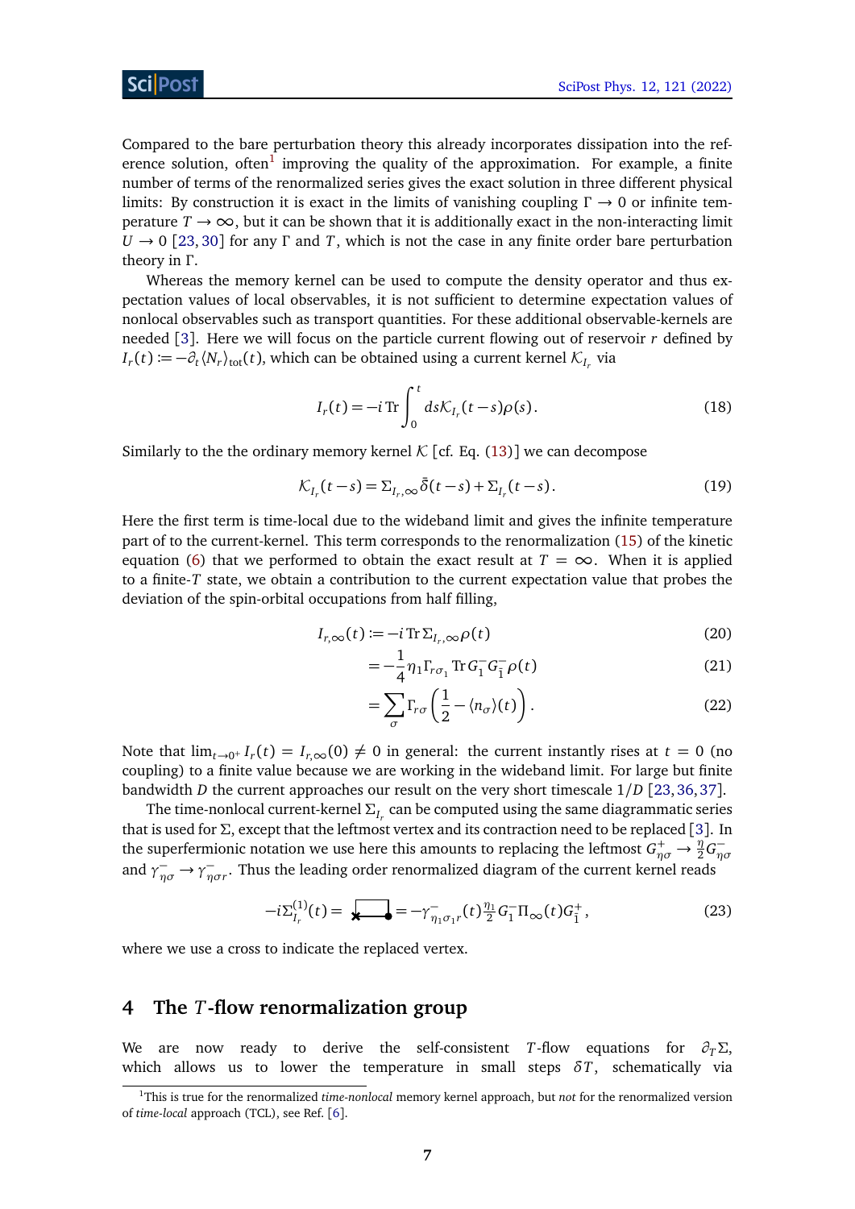Compared to the bare perturbation theory this already incorporates dissipation into the reference solution, often[1] improving the quality of the approximation. For example, a finite number of terms of the renormalized series gives the exact solution in three different physical limits: By construction it is exact in the limits of vanishing coupling $\Gamma \to 0$ or infinite temperature $T \to \infty$, but it can be shown that it is additionally exact in the non-interacting limit $U \to 0$ [23, 30] for any $\Gamma$ and $T$, which is not the case in any finite order bare perturbation theory in $\Gamma$.

Whereas the memory kernel can be used to compute the density operator and thus expectation values of local observables, it is not sufficient to determine expectation values of nonlocal observables such as transport quantities. For these additional observable-kernels are needed [3]. Here we will focus on the particle current flowing out of reservoir $r$ defined by $I_r(t) := -\partial_t \langle N_r \rangle_{\text{tot}}(t)$, which can be obtained using a current kernel $\mathcal{K}_{I_r}$ via

$$I_r(t) = -i \operatorname{Tr} \int_0^t ds \mathcal{K}_{I_r}(t-s)\rho(s). \tag{18}$$

Similarly to the the ordinary memory kernel $\mathcal{K}$ [cf. Eq. (13)] we can decompose

$$\mathcal{K}_{I_r}(t-s) = \Sigma_{I_r,\infty}\bar{\delta}(t-s) + \Sigma_{I_r}(t-s). \tag{19}$$

Here the first term is time-local due to the wideband limit and gives the infinite temperature part of to the current-kernel. This term corresponds to the renormalization (15) of the kinetic equation (6) that we performed to obtain the exact result at $T = \infty$. When it is applied to a finite-$T$ state, we obtain a contribution to the current expectation value that probes the deviation of the spin-orbital occupations from half filling,

$$\begin{aligned}
I_{r,\infty}(t) &:= -i \operatorname{Tr} \Sigma_{I_r,\infty}\rho(t) &(20)\\
&= -\frac{1}{4}\eta_1 \Gamma_{r\sigma_1} \operatorname{Tr} G_1^- G_{\bar{1}}^- \rho(t) &(21)\\
&= \sum_\sigma \Gamma_{r\sigma}\left(\frac{1}{2} - \langle n_\sigma \rangle(t)\right). &(22)
\end{aligned}$$

Note that $\lim_{t\to 0^+} I_r(t) = I_{r,\infty}(0) \neq 0$ in general: the current instantly rises at $t = 0$ (no coupling) to a finite value because we are working in the wideband limit. For large but finite bandwidth $D$ the current approaches our result on the very short timescale $1/D$ [23, 36, 37].

The time-nonlocal current-kernel $\Sigma_{I_r}$ can be computed using the same diagrammatic series that is used for $\Sigma$, except that the leftmost vertex and its contraction need to be replaced [3]. In the superfermionic notation we use here this amounts to replacing the leftmost $G^+_{\eta\sigma} \to \frac{\eta}{2} G^-_{\eta\sigma}$ and $\gamma^-_{\eta\sigma} \to \gamma^-_{\eta\sigma r}$. Thus the leading order renormalized diagram of the current kernel reads

$$-i\Sigma^{(1)}_{I_r}(t) = \text{[diagram]} = -\gamma^-_{\eta_1\sigma_1 r}(t)\frac{\eta_1}{2} G_1^- \Pi_\infty(t) G_{\bar{1}}^+, \tag{23}$$

where we use a cross to indicate the replaced vertex.

# 4 The $T$-flow renormalization group

We are now ready to derive the self-consistent $T$-flow equations for $\partial_T \Sigma$, which allows us to lower the temperature in small steps $\delta T$, schematically via

[1] This is true for the renormalized *time-nonlocal* memory kernel approach, but *not* for the renormalized version of *time-local* approach (TCL), see Ref. [6].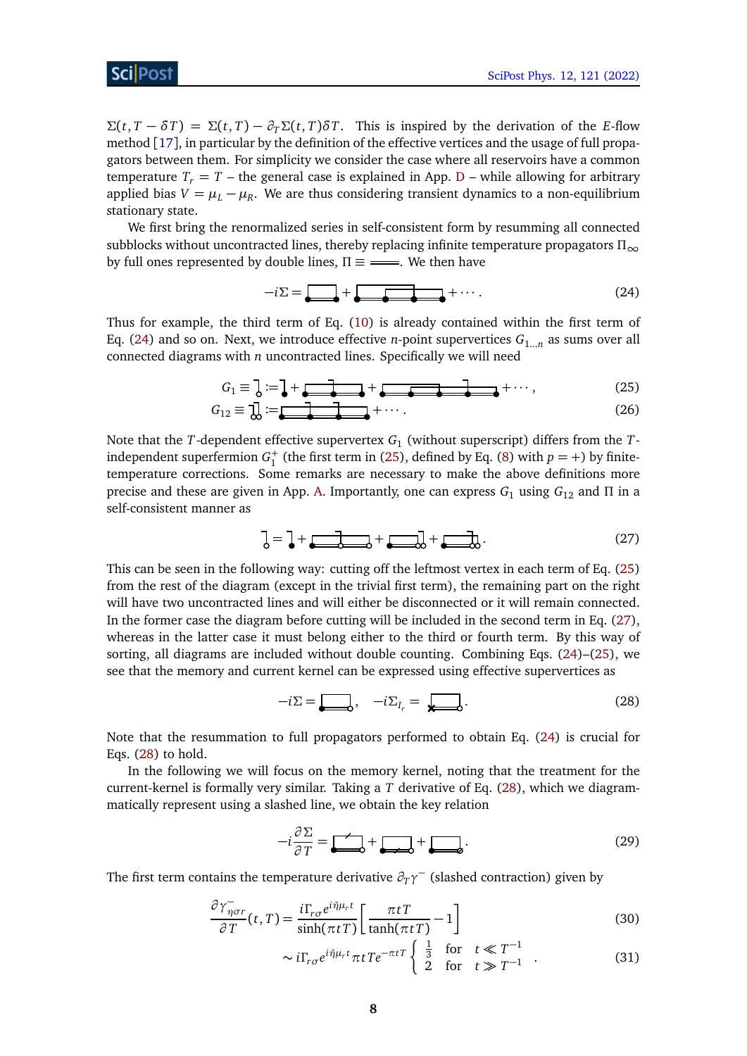$\Sigma(t, T - \delta T) = \Sigma(t, T) - \partial_T \Sigma(t, T)\delta T$. This is inspired by the derivation of the $E$-flow method [17], in particular by the definition of the effective vertices and the usage of full propagators between them. For simplicity we consider the case where all reservoirs have a common temperature $T_r = T$ – the general case is explained in App. D – while allowing for arbitrary applied bias $V = \mu_L - \mu_R$. We are thus considering transient dynamics to a non-equilibrium stationary state.

We first bring the renormalized series in self-consistent form by resumming all connected subblocks without uncontracted lines, thereby replacing infinite temperature propagators $\Pi_\infty$ by full ones represented by double lines, $\Pi \equiv$ ═══. We then have

$$-i\Sigma = [\text{diagram}] + [\text{diagram}] + \cdots . \tag{24}$$

Thus for example, the third term of Eq. (10) is already contained within the first term of Eq. (24) and so on. Next, we introduce effective $n$-point supervertices $G_{1...n}$ as sums over all connected diagrams with $n$ uncontracted lines. Specifically we will need

$$G_1 \equiv [\text{diagram}] := [\text{diagram}] + [\text{diagram}] + [\text{diagram}] + \cdots , \tag{25}$$

$$G_{12} \equiv [\text{diagram}] := [\text{diagram}] + \cdots . \tag{26}$$

Note that the $T$-dependent effective supervertex $G_1$ (without superscript) differs from the $T$-independent superfermion $G_1^+$ (the first term in (25), defined by Eq. (8) with $p = +$) by finite-temperature corrections. Some remarks are necessary to make the above definitions more precise and these are given in App. A. Importantly, one can express $G_1$ using $G_{12}$ and $\Pi$ in a self-consistent manner as

$$[\text{diagram}] = [\text{diagram}] + [\text{diagram}] + [\text{diagram}] + [\text{diagram}] . \tag{27}$$

This can be seen in the following way: cutting off the leftmost vertex in each term of Eq. (25) from the rest of the diagram (except in the trivial first term), the remaining part on the right will have two uncontracted lines and will either be disconnected or it will remain connected. In the former case the diagram before cutting will be included in the second term in Eq. (27), whereas in the latter case it must belong either to the third or fourth term. By this way of sorting, all diagrams are included without double counting. Combining Eqs. (24)–(25), we see that the memory and current kernel can be expressed using effective supervertices as

$$-i\Sigma = [\text{diagram}], \qquad -i\Sigma_{I_r} = [\text{diagram}] . \tag{28}$$

Note that the resummation to full propagators performed to obtain Eq. (24) is crucial for Eqs. (28) to hold.

In the following we will focus on the memory kernel, noting that the treatment for the current-kernel is formally very similar. Taking a $T$ derivative of Eq. (28), which we diagrammatically represent using a slashed line, we obtain the key relation

$$-i\frac{\partial \Sigma}{\partial T} = [\text{diagram}] + [\text{diagram}] + [\text{diagram}] . \tag{29}$$

The first term contains the temperature derivative $\partial_T \gamma^-$ (slashed contraction) given by

$$\frac{\partial \gamma^-_{\eta\sigma r}}{\partial T}(t, T) = \frac{i\Gamma_{r\sigma} e^{i\bar{\eta}\mu_r t}}{\sinh(\pi t T)} \left[ \frac{\pi t T}{\tanh(\pi t T)} - 1 \right] \tag{30}$$

$$\sim i\Gamma_{r\sigma} e^{i\bar{\eta}\mu_r t} \pi t T e^{-\pi t T} \begin{cases} \frac{1}{3} & \text{for} \quad t \ll T^{-1} \\ 2 & \text{for} \quad t \gg T^{-1} \end{cases} . \tag{31}$$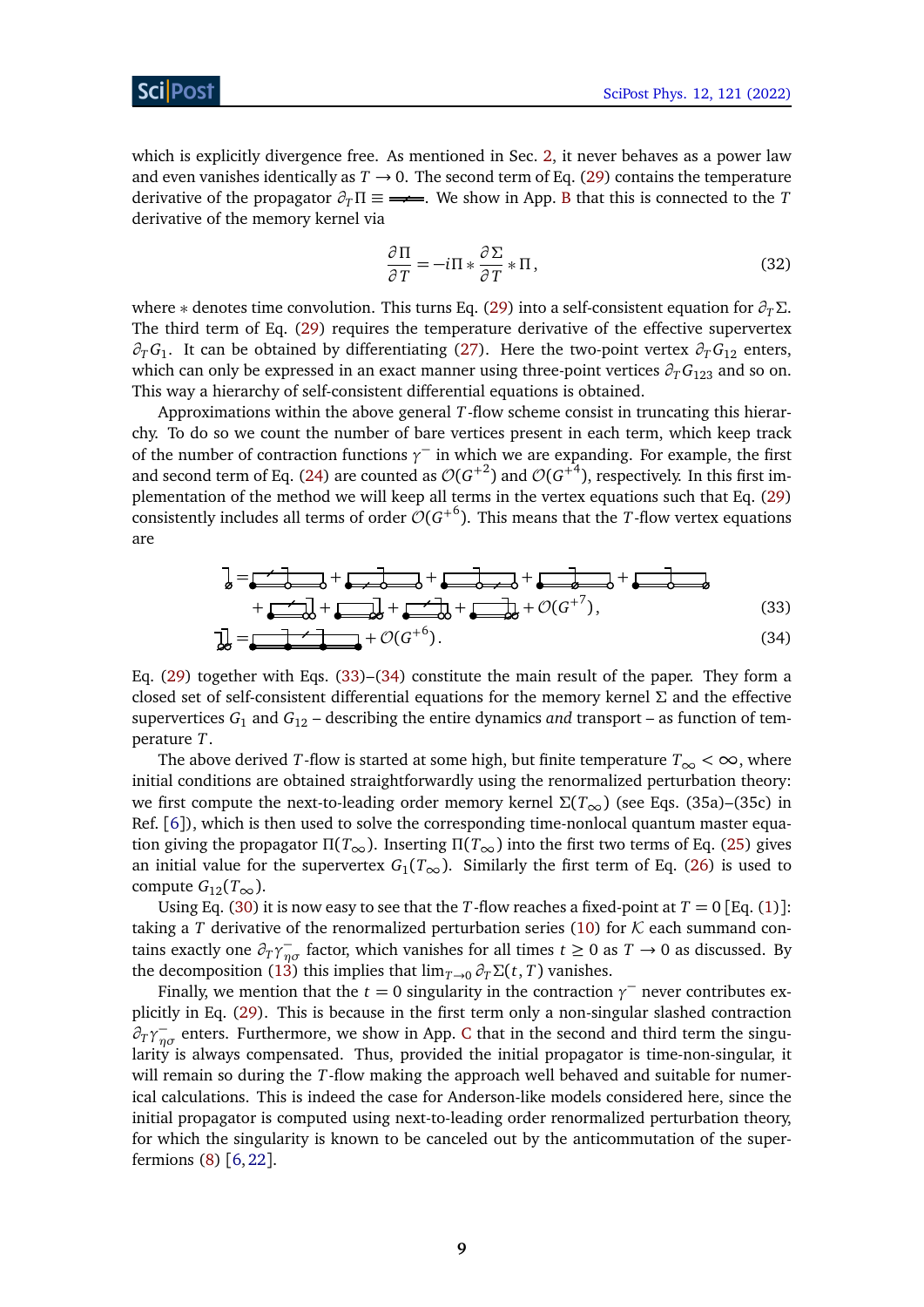which is explicitly divergence free. As mentioned in Sec. 2, it never behaves as a power law and even vanishes identically as $T \to 0$. The second term of Eq. (29) contains the temperature derivative of the propagator $\partial_T \Pi \equiv$ . We show in App. B that this is connected to the $T$ derivative of the memory kernel via

$$\frac{\partial \Pi}{\partial T} = -i\Pi * \frac{\partial \Sigma}{\partial T} * \Pi , \tag{32}$$

where $*$ denotes time convolution. This turns Eq. (29) into a self-consistent equation for $\partial_T \Sigma$. The third term of Eq. (29) requires the temperature derivative of the effective supervertex $\partial_T G_1$. It can be obtained by differentiating (27). Here the two-point vertex $\partial_T G_{12}$ enters, which can only be expressed in an exact manner using three-point vertices $\partial_T G_{123}$ and so on. This way a hierarchy of self-consistent differential equations is obtained.

Approximations within the above general $T$-flow scheme consist in truncating this hierarchy. To do so we count the number of bare vertices present in each term, which keep track of the number of contraction functions $\gamma^-$ in which we are expanding. For example, the first and second term of Eq. (24) are counted as $\mathcal{O}(G^{+2})$ and $\mathcal{O}(G^{+4})$, respectively. In this first implementation of the method we will keep all terms in the vertex equations such that Eq. (29) consistently includes all terms of order $\mathcal{O}(G^{+6})$. This means that the $T$-flow vertex equations are

$$[\text{diagrams}] + \mathcal{O}(G^{+7}) , \tag{33}$$

$$[\text{diagram}] + \mathcal{O}(G^{+6}) . \tag{34}$$

Eq. (29) together with Eqs. (33)–(34) constitute the main result of the paper. They form a closed set of self-consistent differential equations for the memory kernel $\Sigma$ and the effective supervertices $G_1$ and $G_{12}$ – describing the entire dynamics *and* transport – as function of temperature $T$.

The above derived $T$-flow is started at some high, but finite temperature $T_\infty < \infty$, where initial conditions are obtained straightforwardly using the renormalized perturbation theory: we first compute the next-to-leading order memory kernel $\Sigma(T_\infty)$ (see Eqs. (35a)–(35c) in Ref. [6]), which is then used to solve the corresponding time-nonlocal quantum master equation giving the propagator $\Pi(T_\infty)$. Inserting $\Pi(T_\infty)$ into the first two terms of Eq. (25) gives an initial value for the supervertex $G_1(T_\infty)$. Similarly the first term of Eq. (26) is used to compute $G_{12}(T_\infty)$.

Using Eq. (30) it is now easy to see that the $T$-flow reaches a fixed-point at $T = 0$ [Eq. (1)]: taking a $T$ derivative of the renormalized perturbation series (10) for $\mathcal{K}$ each summand contains exactly one $\partial_T \gamma^-_{\eta\sigma}$ factor, which vanishes for all times $t \geq 0$ as $T \to 0$ as discussed. By the decomposition (13) this implies that $\lim_{T\to 0} \partial_T \Sigma(t, T)$ vanishes.

Finally, we mention that the $t = 0$ singularity in the contraction $\gamma^-$ never contributes explicitly in Eq. (29). This is because in the first term only a non-singular slashed contraction $\partial_T \gamma^-_{\eta\sigma}$ enters. Furthermore, we show in App. C that in the second and third term the singularity is always compensated. Thus, provided the initial propagator is time-non-singular, it will remain so during the $T$-flow making the approach well behaved and suitable for numerical calculations. This is indeed the case for Anderson-like models considered here, since the initial propagator is computed using next-to-leading order renormalized perturbation theory, for which the singularity is known to be canceled out by the anticommutation of the superfermions (8) [6, 22].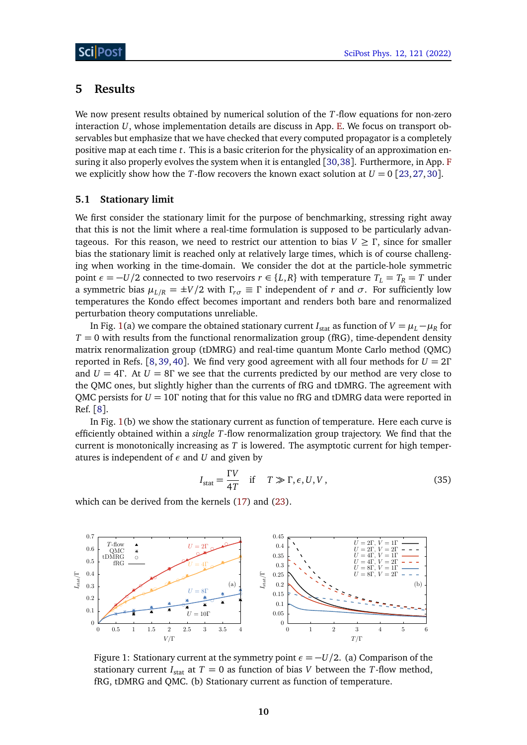## 5 Results

We now present results obtained by numerical solution of the $T$-flow equations for non-zero interaction $U$, whose implementation details are discuss in App. E. We focus on transport observables but emphasize that we have checked that every computed propagator is a completely positive map at each time $t$. This is a basic criterion for the physicality of an approximation ensuring it also properly evolves the system when it is entangled [30,38]. Furthermore, in App. F we explicitly show how the $T$-flow recovers the known exact solution at $U = 0$ [23,27,30].

### 5.1 Stationary limit

We first consider the stationary limit for the purpose of benchmarking, stressing right away that this is not the limit where a real-time formulation is supposed to be particularly advantageous. For this reason, we need to restrict our attention to bias $V \geq \Gamma$, since for smaller bias the stationary limit is reached only at relatively large times, which is of course challenging when working in the time-domain. We consider the dot at the particle-hole symmetric point $\epsilon = -U/2$ connected to two reservoirs $r \in \{L, R\}$ with temperature $T_L = T_R = T$ under a symmetric bias $\mu_{L/R} = \pm V/2$ with $\Gamma_{r\sigma} \equiv \Gamma$ independent of $r$ and $\sigma$. For sufficiently low temperatures the Kondo effect becomes important and renders both bare and renormalized perturbation theory computations unreliable.

In Fig. 1(a) we compare the obtained stationary current $I_{\text{stat}}$ as function of $V = \mu_L - \mu_R$ for $T = 0$ with results from the functional renormalization group (fRG), time-dependent density matrix renormalization group (tDMRG) and real-time quantum Monte Carlo method (QMC) reported in Refs. [8,39,40]. We find very good agreement with all four methods for $U = 2\Gamma$ and $U = 4\Gamma$. At $U = 8\Gamma$ we see that the currents predicted by our method are very close to the QMC ones, but slightly higher than the currents of fRG and tDMRG. The agreement with QMC persists for $U = 10\Gamma$ noting that for this value no fRG and tDMRG data were reported in Ref. [8].

In Fig. 1(b) we show the stationary current as function of temperature. Here each curve is efficiently obtained within a *single* $T$-flow renormalization group trajectory. We find that the current is monotonically increasing as $T$ is lowered. The asymptotic current for high temperatures is independent of $\epsilon$ and $U$ and given by

$$I_{\text{stat}} = \frac{\Gamma V}{4T} \quad \text{if} \quad T \gg \Gamma, \epsilon, U, V\,, \tag{35}$$

which can be derived from the kernels (17) and (23).

T-flow
QMC
tDMRG
fRG
$U = 2\Gamma$
$U = 4\Gamma$
$U = 8\Gamma$
$U = 10\Gamma$
(a)
$I_{\text{stat}}/\Gamma$
$V/\Gamma$
0 0.5 1 1.5 2 2.5 3 3.5 4
0 0.1 0.2 0.3 0.4 0.5 0.6 0.7

$U = 2\Gamma$, $V = 1\Gamma$
$U = 2\Gamma$, $V = 2\Gamma$
$U = 4\Gamma$, $V = 1\Gamma$
$U = 4\Gamma$, $V = 2\Gamma$
$U = 8\Gamma$, $V = 1\Gamma$
$U = 8\Gamma$, $V = 2\Gamma$
(b)
$I_{\text{stat}}/\Gamma$
$T/\Gamma$
0 1 2 3 4 5 6
0 0.05 0.1 0.15 0.2 0.25 0.3 0.35 0.4 0.45

Figure 1: Stationary current at the symmetry point $\epsilon = -U/2$. (a) Comparison of the stationary current $I_{\text{stat}}$ at $T = 0$ as function of bias $V$ between the $T$-flow method, fRG, tDMRG and QMC. (b) Stationary current as function of temperature.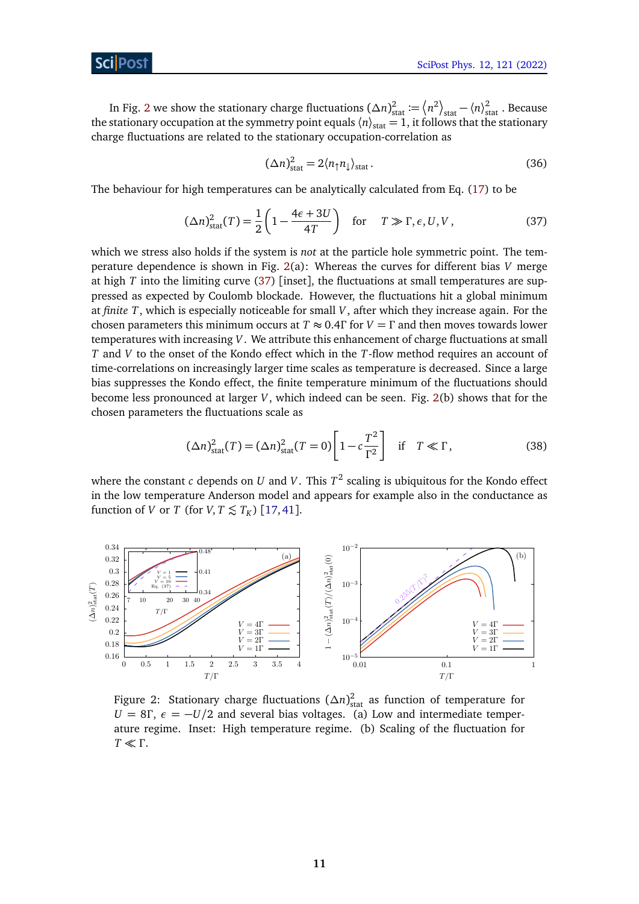In Fig. 2 we show the stationary charge fluctuations $(\Delta n)^2_{\text{stat}} := \left\langle n^2 \right\rangle_{\text{stat}} - \langle n \rangle^2_{\text{stat}}$. Because the stationary occupation at the symmetry point equals $\langle n \rangle_{\text{stat}} = 1$, it follows that the stationary charge fluctuations are related to the stationary occupation-correlation as

$$(\Delta n)^2_{\text{stat}} = 2\langle n_\uparrow n_\downarrow \rangle_{\text{stat}} \,. \tag{36}$$

The behaviour for high temperatures can be analytically calculated from Eq. (17) to be

$$(\Delta n)^2_{\text{stat}}(T) = \frac{1}{2}\left(1 - \frac{4\epsilon + 3U}{4T}\right) \quad \text{for} \quad T \gg \Gamma, \epsilon, U, V \,, \tag{37}$$

which we stress also holds if the system is *not* at the particle hole symmetric point. The temperature dependence is shown in Fig. 2(a): Whereas the curves for different bias $V$ merge at high $T$ into the limiting curve (37) [inset], the fluctuations at small temperatures are suppressed as expected by Coulomb blockade. However, the fluctuations hit a global minimum at *finite* $T$, which is especially noticeable for small $V$, after which they increase again. For the chosen parameters this minimum occurs at $T \approx 0.4\Gamma$ for $V = \Gamma$ and then moves towards lower temperatures with increasing $V$. We attribute this enhancement of charge fluctuations at small $T$ and $V$ to the onset of the Kondo effect which in the $T$-flow method requires an account of time-correlations on increasingly larger time scales as temperature is decreased. Since a large bias suppresses the Kondo effect, the finite temperature minimum of the fluctuations should become less pronounced at larger $V$, which indeed can be seen. Fig. 2(b) shows that for the chosen parameters the fluctuations scale as

$$(\Delta n)^2_{\text{stat}}(T) = (\Delta n)^2_{\text{stat}}(T = 0)\left[1 - c\frac{T^2}{\Gamma^2}\right] \quad \text{if} \quad T \ll \Gamma \,, \tag{38}$$

where the constant $c$ depends on $U$ and $V$. This $T^2$ scaling is ubiquitous for the Kondo effect in the low temperature Anderson model and appears for example also in the conductance as function of $V$ or $T$ (for $V, T \lesssim T_K$) [17, 41].

(a)
$(\Delta n)^2_{\text{stat}}(T)$
0.34
0.32
0.3
0.28
0.26
0.24
0.22
0.2
0.18
0.16
0 0.5 1 1.5 2 2.5 3 3.5 4
$T/\Gamma$
$V = 4\Gamma$
$V = 3\Gamma$
$V = 2\Gamma$
$V = 1\Gamma$
Inset: 0.48 0.41 0.34; 7 10 20 30 40; $T/\Gamma$; $V = 1$, $V = 5$, $V = 10$, Eq. (37)

(b)
$1 - (\Delta n)^2_{\text{stat}}(T)/(\Delta n)^2_{\text{stat}}(0)$
$10^{-2}$
$10^{-3}$
$10^{-4}$
$10^{-5}$
0.01 0.1 1
$T/\Gamma$
$0.255(T/\Gamma)^2$
$V = 4\Gamma$
$V = 3\Gamma$
$V = 2\Gamma$
$V = 1\Gamma$

Figure 2: Stationary charge fluctuations $(\Delta n)^2_{\text{stat}}$ as function of temperature for $U = 8\Gamma$, $\epsilon = -U/2$ and several bias voltages. (a) Low and intermediate temperature regime. Inset: High temperature regime. (b) Scaling of the fluctuation for $T \ll \Gamma$.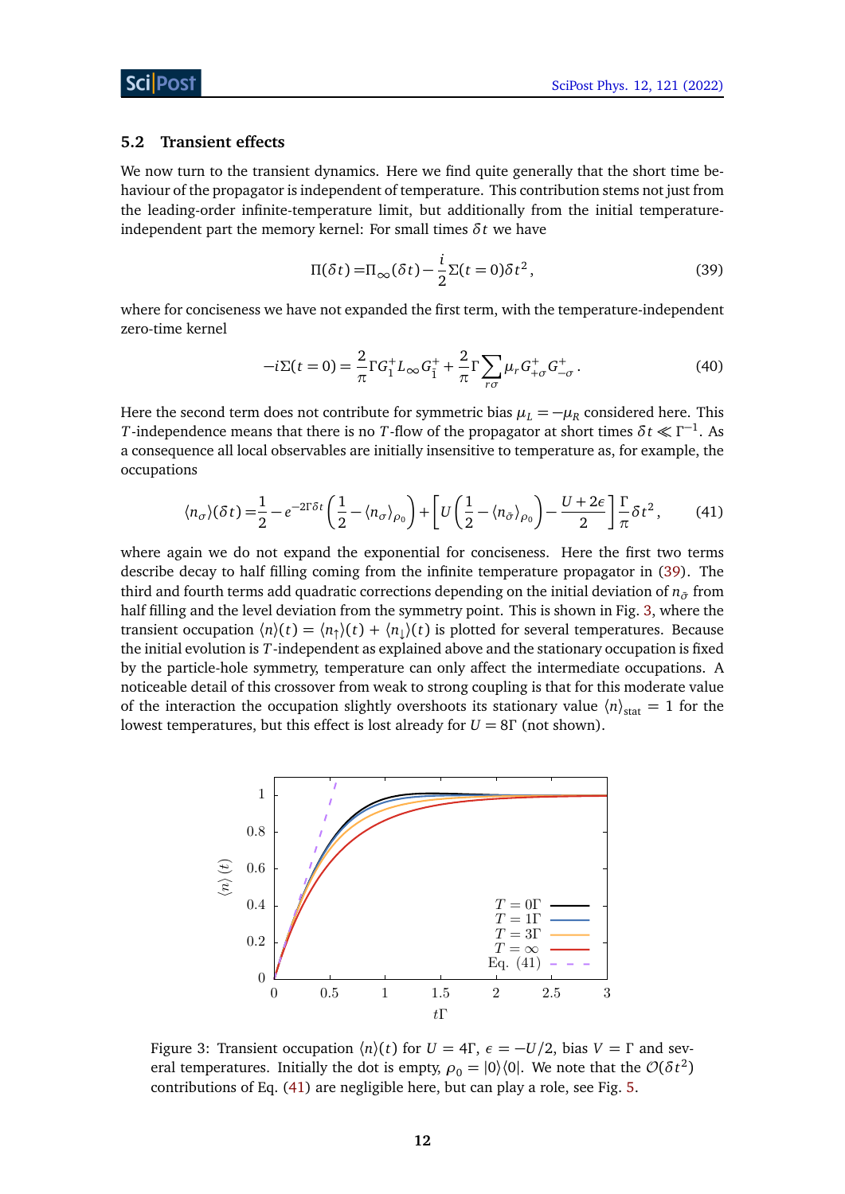### 5.2 Transient effects

We now turn to the transient dynamics. Here we find quite generally that the short time behaviour of the propagator is independent of temperature. This contribution stems not just from the leading-order infinite-temperature limit, but additionally from the initial temperature-independent part the memory kernel: For small times $\delta t$ we have

$$\Pi(\delta t) = \Pi_\infty(\delta t) - \frac{i}{2}\Sigma(t=0)\delta t^2, \tag{39}$$

where for conciseness we have not expanded the first term, with the temperature-independent zero-time kernel

$$-i\Sigma(t=0) = \frac{2}{\pi}\Gamma G_{\bar{1}}^{+} L_\infty G_{\bar{1}}^{+} + \frac{2}{\pi}\Gamma \sum_{r\sigma} \mu_r G_{+\sigma}^{+} G_{-\sigma}^{+}. \tag{40}$$

Here the second term does not contribute for symmetric bias $\mu_L = -\mu_R$ considered here. This $T$-independence means that there is no $T$-flow of the propagator at short times $\delta t \ll \Gamma^{-1}$. As a consequence all local observables are initially insensitive to temperature as, for example, the occupations

$$\langle n_\sigma \rangle(\delta t) = \frac{1}{2} - e^{-2\Gamma\delta t}\left(\frac{1}{2} - \langle n_\sigma \rangle_{\rho_0}\right) + \left[U\left(\frac{1}{2} - \langle n_{\bar{\sigma}} \rangle_{\rho_0}\right) - \frac{U+2\epsilon}{2}\right]\frac{\Gamma}{\pi}\delta t^2, \tag{41}$$

where again we do not expand the exponential for conciseness. Here the first two terms describe decay to half filling coming from the infinite temperature propagator in (39). The third and fourth terms add quadratic corrections depending on the initial deviation of $n_{\bar{\sigma}}$ from half filling and the level deviation from the symmetry point. This is shown in Fig. 3, where the transient occupation $\langle n \rangle(t) = \langle n_\uparrow \rangle(t) + \langle n_\downarrow \rangle(t)$ is plotted for several temperatures. Because the initial evolution is $T$-independent as explained above and the stationary occupation is fixed by the particle-hole symmetry, temperature can only affect the intermediate occupations. A noticeable detail of this crossover from weak to strong coupling is that for this moderate value of the interaction the occupation slightly overshoots its stationary value $\langle n \rangle_{\text{stat}} = 1$ for the lowest temperatures, but this effect is lost already for $U = 8\Gamma$ (not shown).

$\langle n \rangle (t)$
1
0.8
0.6
0.4
0.2
0
0 0.5 1 1.5 2 2.5 3
$t\Gamma$
$T = 0\Gamma$
$T = 1\Gamma$
$T = 3\Gamma$
$T = \infty$
Eq. (41)

Figure 3: Transient occupation $\langle n \rangle(t)$ for $U = 4\Gamma$, $\epsilon = -U/2$, bias $V = \Gamma$ and several temperatures. Initially the dot is empty, $\rho_0 = |0\rangle\langle 0|$. We note that the $\mathcal{O}(\delta t^2)$ contributions of Eq. (41) are negligible here, but can play a role, see Fig. 5.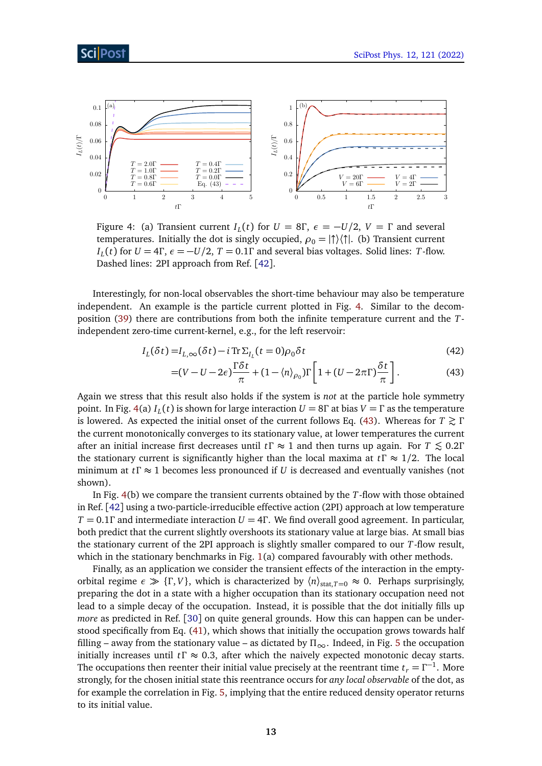(a)

0.1
0.08
0.06
0.04
0.02
0

$I_L(t)/\Gamma$

0 1 2 3 4 5

$t\Gamma$

$T = 2.0\Gamma$
$T = 1.0\Gamma$
$T = 0.8\Gamma$
$T = 0.6\Gamma$
$T = 0.4\Gamma$
$T = 0.2\Gamma$
$T = 0.0\Gamma$
Eq. (43)

(b)

1
0.8
0.6
0.4
0.2
0

$I_L(t)/\Gamma$

0 0.5 1 1.5 2 2.5 3

$t\Gamma$

$V = 20\Gamma$
$V = 6\Gamma$
$V = 4\Gamma$
$V = 2\Gamma$

Figure 4: (a) Transient current $I_L(t)$ for $U = 8\Gamma$, $\epsilon = -U/2$, $V = \Gamma$ and several temperatures. Initially the dot is singly occupied, $\rho_0 = |\uparrow\rangle\langle\uparrow|$. (b) Transient current $I_L(t)$ for $U = 4\Gamma$, $\epsilon = -U/2$, $T = 0.1\Gamma$ and several bias voltages. Solid lines: $T$-flow. Dashed lines: 2PI approach from Ref. [42].

Interestingly, for non-local observables the short-time behaviour may also be temperature independent. An example is the particle current plotted in Fig. 4. Similar to the decomposition (39) there are contributions from both the infinite temperature current and the $T$-independent zero-time current-kernel, e.g., for the left reservoir:

$$I_L(\delta t) = I_{L,\infty}(\delta t) - i\,\mathrm{Tr}\,\Sigma_{I_L}(t=0)\rho_0\delta t \tag{42}$$

$$= (V - U - 2\epsilon)\frac{\Gamma\delta t}{\pi} + (1 - \langle n\rangle_{\rho_0})\Gamma\left[1 + (U - 2\pi\Gamma)\frac{\delta t}{\pi}\right]. \tag{43}$$

Again we stress that this result also holds if the system is *not* at the particle hole symmetry point. In Fig. 4(a) $I_L(t)$ is shown for large interaction $U = 8\Gamma$ at bias $V = \Gamma$ as the temperature is lowered. As expected the initial onset of the current follows Eq. (43). Whereas for $T \gtrsim \Gamma$ the current monotonically converges to its stationary value, at lower temperatures the current after an initial increase first decreases until $t\Gamma \approx 1$ and then turns up again. For $T \lesssim 0.2\Gamma$ the stationary current is significantly higher than the local maxima at $t\Gamma \approx 1/2$. The local minimum at $t\Gamma \approx 1$ becomes less pronounced if $U$ is decreased and eventually vanishes (not shown).

In Fig. 4(b) we compare the transient currents obtained by the $T$-flow with those obtained in Ref. [42] using a two-particle-irreducible effective action (2PI) approach at low temperature $T = 0.1\Gamma$ and intermediate interaction $U = 4\Gamma$. We find overall good agreement. In particular, both predict that the current slightly overshoots its stationary value at large bias. At small bias the stationary current of the 2PI approach is slightly smaller compared to our $T$-flow result, which in the stationary benchmarks in Fig. 1(a) compared favourably with other methods.

Finally, as an application we consider the transient effects of the interaction in the empty-orbital regime $\epsilon \gg \{\Gamma, V\}$, which is characterized by $\langle n\rangle_{\mathrm{stat},T=0} \approx 0$. Perhaps surprisingly, preparing the dot in a state with a higher occupation than its stationary occupation need not lead to a simple decay of the occupation. Instead, it is possible that the dot initially fills up *more* as predicted in Ref. [30] on quite general grounds. How this can happen can be understood specifically from Eq. (41), which shows that initially the occupation grows towards half filling – away from the stationary value – as dictated by $\Pi_\infty$. Indeed, in Fig. 5 the occupation initially increases until $t\Gamma \approx 0.3$, after which the naively expected monotonic decay starts. The occupations then reenter their initial value precisely at the reentrant time $t_r = \Gamma^{-1}$. More strongly, for the chosen initial state this reentrance occurs for *any local observable* of the dot, as for example the correlation in Fig. 5, implying that the entire reduced density operator returns to its initial value.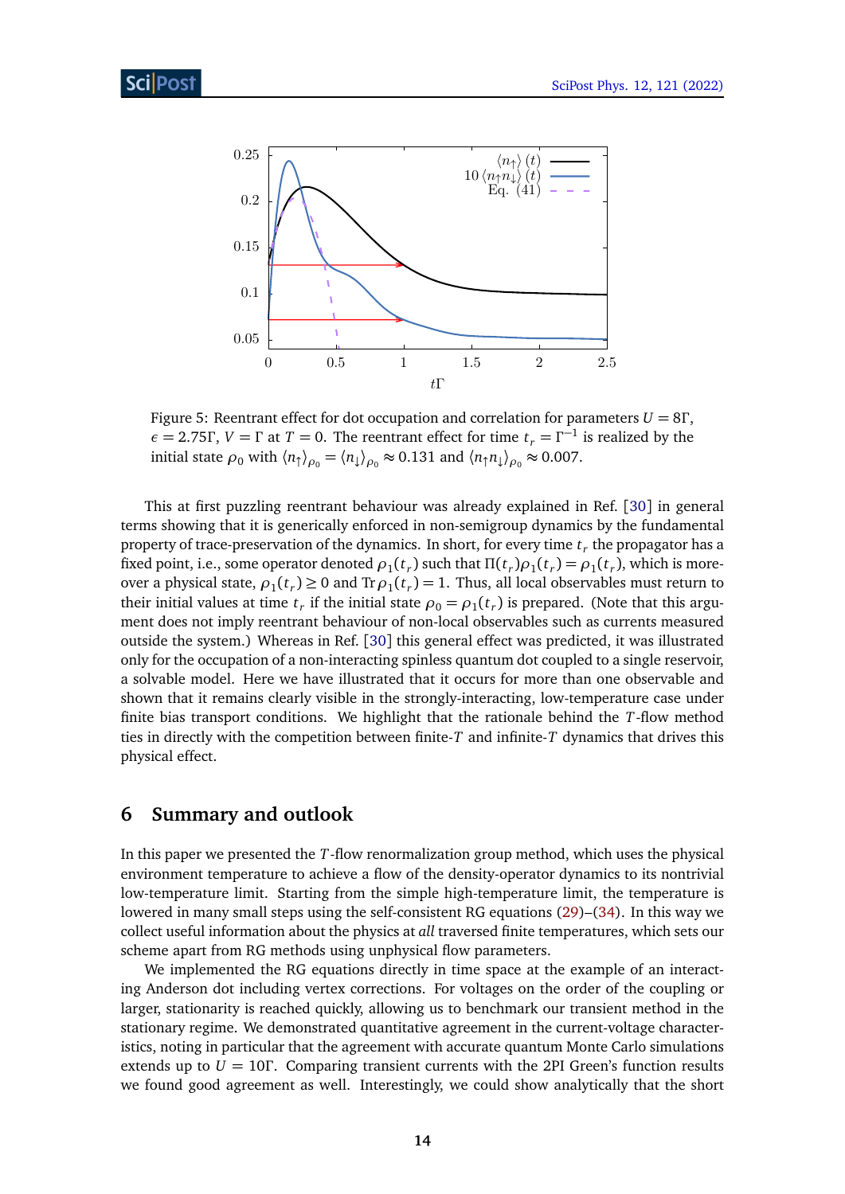0.25
0.2
0.15
0.1
0.05
0
0.5
1
1.5
2
2.5
$t\Gamma$
$\langle n_\uparrow \rangle (t)$
$10 \langle n_\uparrow n_\downarrow \rangle (t)$
Eq. (41)

Figure 5: Reentrant effect for dot occupation and correlation for parameters $U = 8\Gamma$, $\epsilon = 2.75\Gamma$, $V = \Gamma$ at $T = 0$. The reentrant effect for time $t_r = \Gamma^{-1}$ is realized by the initial state $\rho_0$ with $\langle n_\uparrow \rangle_{\rho_0} = \langle n_\downarrow \rangle_{\rho_0} \approx 0.131$ and $\langle n_\uparrow n_\downarrow \rangle_{\rho_0} \approx 0.007$.

This at first puzzling reentrant behaviour was already explained in Ref. [30] in general terms showing that it is generically enforced in non-semigroup dynamics by the fundamental property of trace-preservation of the dynamics. In short, for every time $t_r$ the propagator has a fixed point, i.e., some operator denoted $\rho_1(t_r)$ such that $\Pi(t_r)\rho_1(t_r) = \rho_1(t_r)$, which is moreover a physical state, $\rho_1(t_r) \geq 0$ and $\mathrm{Tr}\,\rho_1(t_r) = 1$. Thus, all local observables must return to their initial values at time $t_r$ if the initial state $\rho_0 = \rho_1(t_r)$ is prepared. (Note that this argument does not imply reentrant behaviour of non-local observables such as currents measured outside the system.) Whereas in Ref. [30] this general effect was predicted, it was illustrated only for the occupation of a non-interacting spinless quantum dot coupled to a single reservoir, a solvable model. Here we have illustrated that it occurs for more than one observable and shown that it remains clearly visible in the strongly-interacting, low-temperature case under finite bias transport conditions. We highlight that the rationale behind the $T$-flow method ties in directly with the competition between finite-$T$ and infinite-$T$ dynamics that drives this physical effect.

## 6 Summary and outlook

In this paper we presented the $T$-flow renormalization group method, which uses the physical environment temperature to achieve a flow of the density-operator dynamics to its nontrivial low-temperature limit. Starting from the simple high-temperature limit, the temperature is lowered in many small steps using the self-consistent RG equations (29)–(34). In this way we collect useful information about the physics at *all* traversed finite temperatures, which sets our scheme apart from RG methods using unphysical flow parameters.

We implemented the RG equations directly in time space at the example of an interacting Anderson dot including vertex corrections. For voltages on the order of the coupling or larger, stationarity is reached quickly, allowing us to benchmark our transient method in the stationary regime. We demonstrated quantitative agreement in the current-voltage characteristics, noting in particular that the agreement with accurate quantum Monte Carlo simulations extends up to $U = 10\Gamma$. Comparing transient currents with the 2PI Green's function results we found good agreement as well. Interestingly, we could show analytically that the short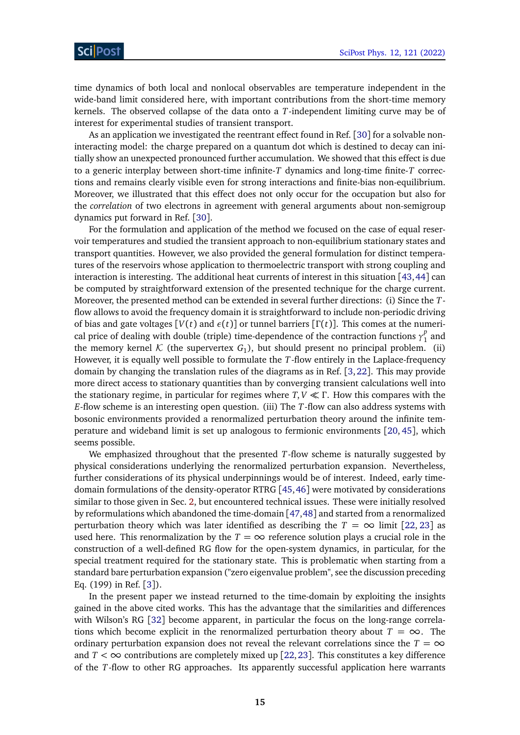time dynamics of both local and nonlocal observables are temperature independent in the wide-band limit considered here, with important contributions from the short-time memory kernels. The observed collapse of the data onto a $T$-independent limiting curve may be of interest for experimental studies of transient transport.

As an application we investigated the reentrant effect found in Ref. [30] for a solvable non-interacting model: the charge prepared on a quantum dot which is destined to decay can initially show an unexpected pronounced further accumulation. We showed that this effect is due to a generic interplay between short-time infinite-$T$ dynamics and long-time finite-$T$ corrections and remains clearly visible even for strong interactions and finite-bias non-equilibrium. Moreover, we illustrated that this effect does not only occur for the occupation but also for the *correlation* of two electrons in agreement with general arguments about non-semigroup dynamics put forward in Ref. [30].

For the formulation and application of the method we focused on the case of equal reservoir temperatures and studied the transient approach to non-equilibrium stationary states and transport quantities. However, we also provided the general formulation for distinct temperatures of the reservoirs whose application to thermoelectric transport with strong coupling and interaction is interesting. The additional heat currents of interest in this situation [43,44] can be computed by straightforward extension of the presented technique for the charge current. Moreover, the presented method can be extended in several further directions: (i) Since the $T$-flow allows to avoid the frequency domain it is straightforward to include non-periodic driving of bias and gate voltages [$V(t)$ and $\epsilon(t)$] or tunnel barriers [$\Gamma(t)$]. This comes at the numerical price of dealing with double (triple) time-dependence of the contraction functions $\gamma_1^p$ and the memory kernel $\mathcal{K}$ (the supervertex $G_1$), but should present no principal problem. (ii) However, it is equally well possible to formulate the $T$-flow entirely in the Laplace-frequency domain by changing the translation rules of the diagrams as in Ref. [3,22]. This may provide more direct access to stationary quantities than by converging transient calculations well into the stationary regime, in particular for regimes where $T, V \ll \Gamma$. How this compares with the $E$-flow scheme is an interesting open question. (iii) The $T$-flow can also address systems with bosonic environments provided a renormalized perturbation theory around the infinite temperature and wideband limit is set up analogous to fermionic environments [20,45], which seems possible.

We emphasized throughout that the presented $T$-flow scheme is naturally suggested by physical considerations underlying the renormalized perturbation expansion. Nevertheless, further considerations of its physical underpinnings would be of interest. Indeed, early time-domain formulations of the density-operator RTRG [45,46] were motivated by considerations similar to those given in Sec. 2, but encountered technical issues. These were initially resolved by reformulations which abandoned the time-domain [47,48] and started from a renormalized perturbation theory which was later identified as describing the $T = \infty$ limit [22,23] as used here. This renormalization by the $T = \infty$ reference solution plays a crucial role in the construction of a well-defined RG flow for the open-system dynamics, in particular, for the special treatment required for the stationary state. This is problematic when starting from a standard bare perturbation expansion ("zero eigenvalue problem", see the discussion preceding Eq. (199) in Ref. [3]).

In the present paper we instead returned to the time-domain by exploiting the insights gained in the above cited works. This has the advantage that the similarities and differences with Wilson's RG [32] become apparent, in particular the focus on the long-range correlations which become explicit in the renormalized perturbation theory about $T = \infty$. The ordinary perturbation expansion does not reveal the relevant correlations since the $T = \infty$ and $T < \infty$ contributions are completely mixed up [22,23]. This constitutes a key difference of the $T$-flow to other RG approaches. Its apparently successful application here warrants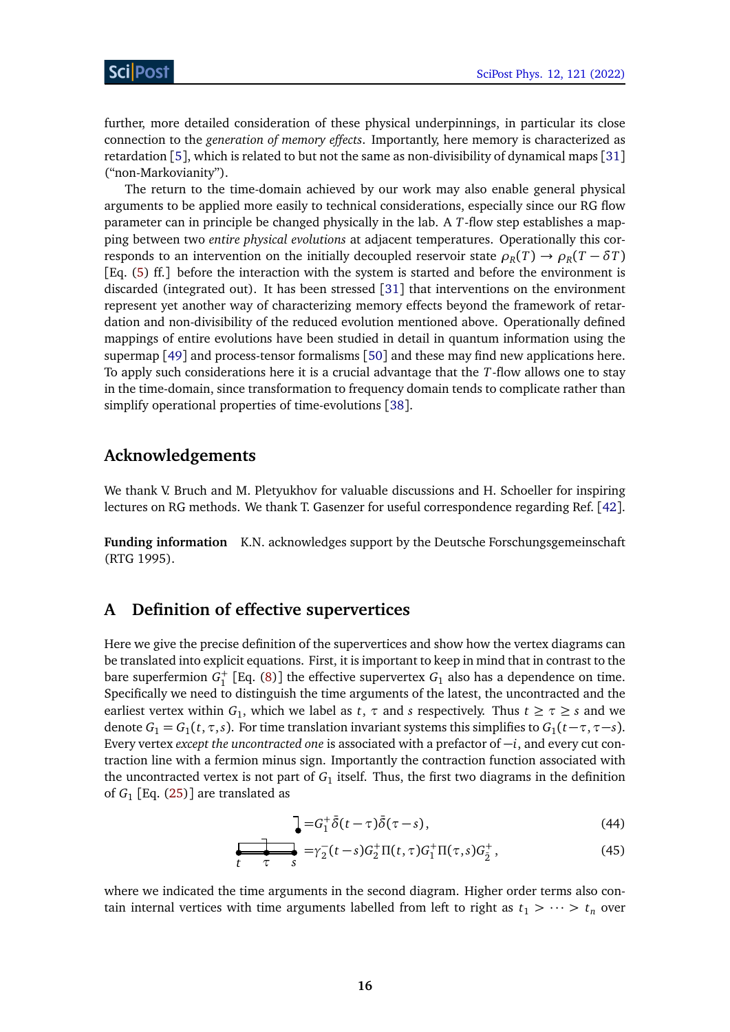further, more detailed consideration of these physical underpinnings, in particular its close connection to the *generation of memory effects*. Importantly, here memory is characterized as retardation [5], which is related to but not the same as non-divisibility of dynamical maps [31] ("non-Markovianity").

The return to the time-domain achieved by our work may also enable general physical arguments to be applied more easily to technical considerations, especially since our RG flow parameter can in principle be changed physically in the lab. A $T$-flow step establishes a mapping between two *entire physical evolutions* at adjacent temperatures. Operationally this corresponds to an intervention on the initially decoupled reservoir state $\rho_R(T) \to \rho_R(T-\delta T)$ [Eq. (5) ff.] before the interaction with the system is started and before the environment is discarded (integrated out). It has been stressed [31] that interventions on the environment represent yet another way of characterizing memory effects beyond the framework of retardation and non-divisibility of the reduced evolution mentioned above. Operationally defined mappings of entire evolutions have been studied in detail in quantum information using the supermap [49] and process-tensor formalisms [50] and these may find new applications here. To apply such considerations here it is a crucial advantage that the $T$-flow allows one to stay in the time-domain, since transformation to frequency domain tends to complicate rather than simplify operational properties of time-evolutions [38].

## Acknowledgements

We thank V. Bruch and M. Pletyukhov for valuable discussions and H. Schoeller for inspiring lectures on RG methods. We thank T. Gasenzer for useful correspondence regarding Ref. [42].

**Funding information** K.N. acknowledges support by the Deutsche Forschungsgemeinschaft (RTG 1995).

## A Definition of effective supervertices

Here we give the precise definition of the supervertices and show how the vertex diagrams can be translated into explicit equations. First, it is important to keep in mind that in contrast to the bare superfermion $G_1^+$ [Eq. (8)] the effective supervertex $G_1$ also has a dependence on time. Specifically we need to distinguish the time arguments of the latest, the uncontracted and the earliest vertex within $G_1$, which we label as $t$, $\tau$ and $s$ respectively. Thus $t \geq \tau \geq s$ and we denote $G_1 = G_1(t, \tau, s)$. For time translation invariant systems this simplifies to $G_1(t-\tau, \tau-s)$. Every vertex *except the uncontracted one* is associated with a prefactor of $-i$, and every cut contraction line with a fermion minus sign. Importantly the contraction function associated with the uncontracted vertex is not part of $G_1$ itself. Thus, the first two diagrams in the definition of $G_1$ [Eq. (25)] are translated as

$$= G_1^+ \bar{\delta}(t-\tau)\bar{\delta}(\tau-s), \tag{44}$$

$$= \gamma_2^-(t-s) G_2^+ \Pi(t,\tau) G_1^+ \Pi(\tau,s) G_2^+, \tag{45}$$

where we indicated the time arguments in the second diagram. Higher order terms also contain internal vertices with time arguments labelled from left to right as $t_1 > \cdots > t_n$ over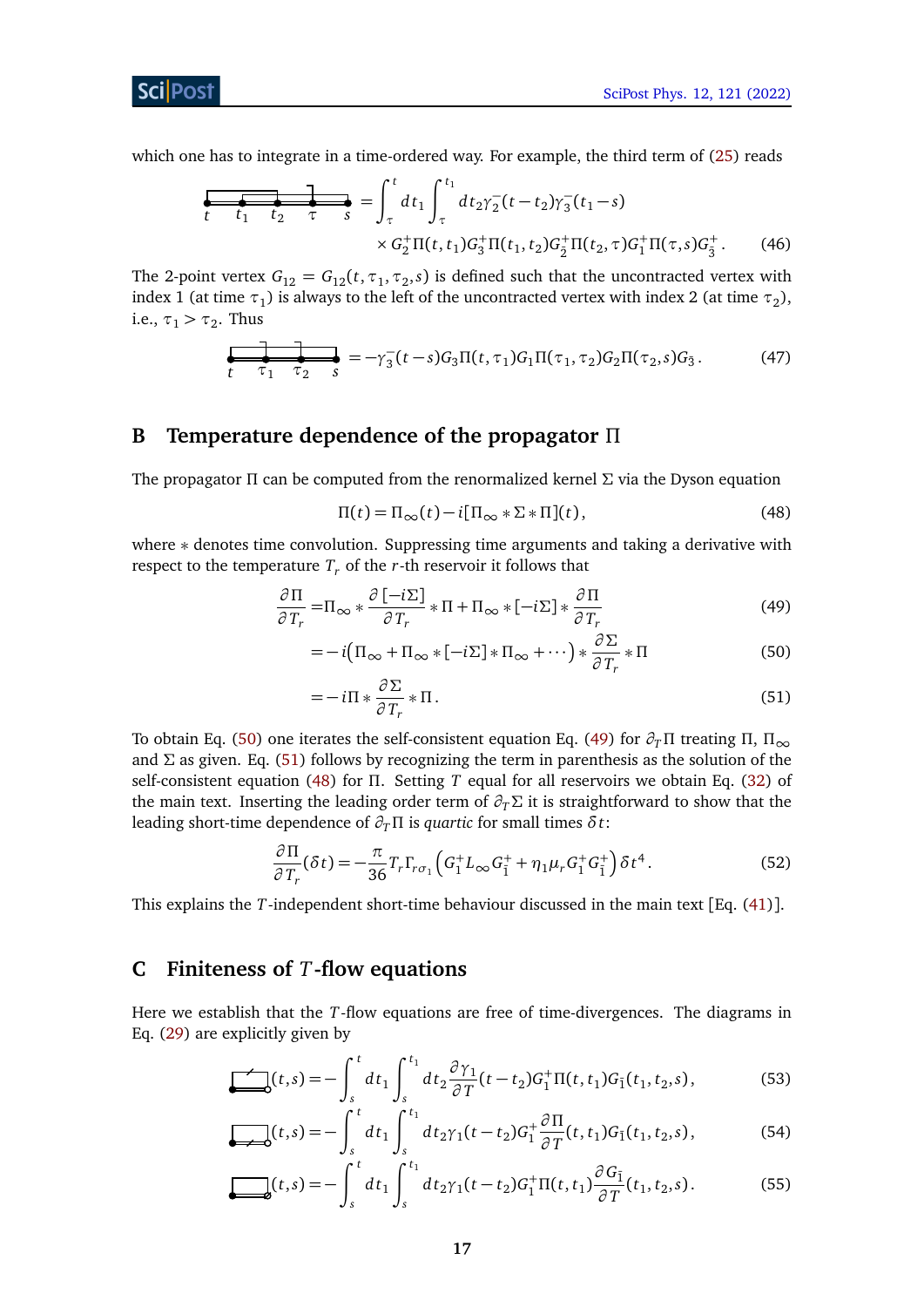which one has to integrate in a time-ordered way. For example, the third term of (25) reads

$$
\text{[diagram: } t \;\; t_1 \;\; t_2 \;\; \tau \;\; s \text{]} = \int_\tau^t dt_1 \int_\tau^{t_1} dt_2 \gamma_{\bar{2}}^-(t-t_2)\gamma_{\bar{3}}^-(t_1-s) \times G_2^+\Pi(t,t_1)G_3^+\Pi(t_1,t_2)G_{\bar{2}}^+\Pi(t_2,\tau)G_1^+\Pi(\tau,s)G_{\bar{3}}^+ . \tag{46}
$$

The 2-point vertex $G_{12} = G_{12}(t,\tau_1,\tau_2,s)$ is defined such that the uncontracted vertex with index 1 (at time $\tau_1$) is always to the left of the uncontracted vertex with index 2 (at time $\tau_2$), i.e., $\tau_1 > \tau_2$. Thus

$$
\text{[diagram: } t \;\; \tau_1 \;\; \tau_2 \;\; s \text{]} = -\gamma_{\bar{3}}^-(t-s)G_3\Pi(t,\tau_1)G_1\Pi(\tau_1,\tau_2)G_2\Pi(\tau_2,s)G_{\bar{3}} . \tag{47}
$$

## B Temperature dependence of the propagator $\Pi$

The propagator $\Pi$ can be computed from the renormalized kernel $\Sigma$ via the Dyson equation

$$
\Pi(t) = \Pi_\infty(t) - i[\Pi_\infty * \Sigma * \Pi](t) , \tag{48}
$$

where $*$ denotes time convolution. Suppressing time arguments and taking a derivative with respect to the temperature $T_r$ of the $r$-th reservoir it follows that

$$
\frac{\partial \Pi}{\partial T_r} = \Pi_\infty * \frac{\partial[-i\Sigma]}{\partial T_r} * \Pi + \Pi_\infty * [-i\Sigma] * \frac{\partial \Pi}{\partial T_r} \tag{49}
$$

$$
= -i\big(\Pi_\infty + \Pi_\infty * [-i\Sigma] * \Pi_\infty + \cdots\big) * \frac{\partial \Sigma}{\partial T_r} * \Pi \tag{50}
$$

$$
= -i\Pi * \frac{\partial \Sigma}{\partial T_r} * \Pi . \tag{51}
$$

To obtain Eq. (50) one iterates the self-consistent equation Eq. (49) for $\partial_T \Pi$ treating $\Pi$, $\Pi_\infty$ and $\Sigma$ as given. Eq. (51) follows by recognizing the term in parenthesis as the solution of the self-consistent equation (48) for $\Pi$. Setting $T$ equal for all reservoirs we obtain Eq. (32) of the main text. Inserting the leading order term of $\partial_T \Sigma$ it is straightforward to show that the leading short-time dependence of $\partial_T \Pi$ is *quartic* for small times $\delta t$:

$$
\frac{\partial \Pi}{\partial T_r}(\delta t) = -\frac{\pi}{36} T_r \Gamma_{r\sigma_1} \left( G_1^+ L_\infty G_{\bar{1}}^+ + \eta_1 \mu_r G_1^+ G_{\bar{1}}^+ \right) \delta t^4 . \tag{52}
$$

This explains the $T$-independent short-time behaviour discussed in the main text [Eq. (41)].

## C Finiteness of $T$-flow equations

Here we establish that the $T$-flow equations are free of time-divergences. The diagrams in Eq. (29) are explicitly given by

$$
\text{[diagram]}(t,s) = -\int_s^t dt_1 \int_s^{t_1} dt_2 \frac{\partial \gamma_1}{\partial T}(t-t_2) G_1^+ \Pi(t,t_1) G_{\bar{1}}(t_1,t_2,s) , \tag{53}
$$

$$
\text{[diagram]}(t,s) = -\int_s^t dt_1 \int_s^{t_1} dt_2 \gamma_1(t-t_2) G_1^+ \frac{\partial \Pi}{\partial T}(t,t_1) G_{\bar{1}}(t_1,t_2,s) , \tag{54}
$$

$$
\text{[diagram]}(t,s) = -\int_s^t dt_1 \int_s^{t_1} dt_2 \gamma_1(t-t_2) G_1^+ \Pi(t,t_1) \frac{\partial G_{\bar{1}}}{\partial T}(t_1,t_2,s) . \tag{55}
$$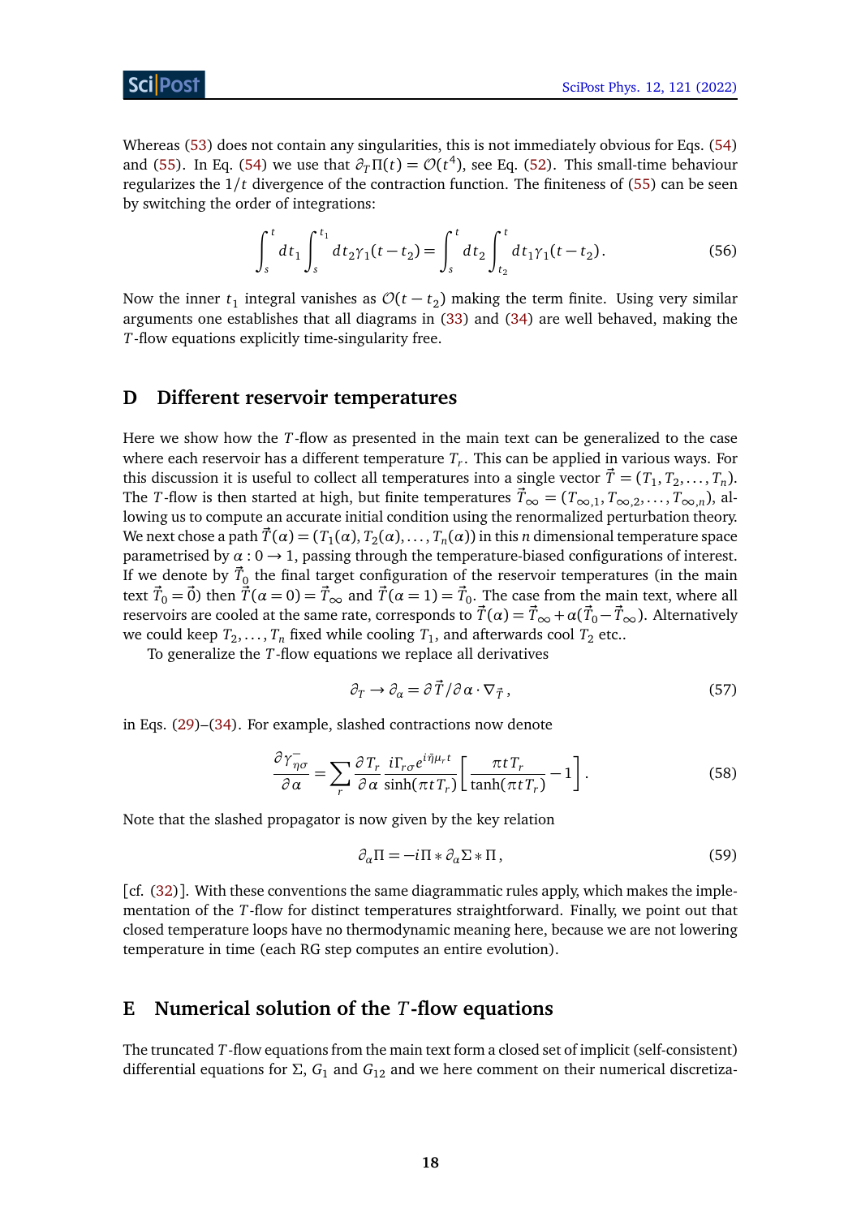Whereas (53) does not contain any singularities, this is not immediately obvious for Eqs. (54) and (55). In Eq. (54) we use that $\partial_T \Pi(t) = \mathcal{O}(t^4)$, see Eq. (52). This small-time behaviour regularizes the $1/t$ divergence of the contraction function. The finiteness of (55) can be seen by switching the order of integrations:

$$\int_s^t dt_1 \int_s^{t_1} dt_2 \gamma_1(t-t_2) = \int_s^t dt_2 \int_{t_2}^t dt_1 \gamma_1(t-t_2) . \tag{56}$$

Now the inner $t_1$ integral vanishes as $\mathcal{O}(t-t_2)$ making the term finite. Using very similar arguments one establishes that all diagrams in (33) and (34) are well behaved, making the $T$-flow equations explicitly time-singularity free.

## D Different reservoir temperatures

Here we show how the $T$-flow as presented in the main text can be generalized to the case where each reservoir has a different temperature $T_r$. This can be applied in various ways. For this discussion it is useful to collect all temperatures into a single vector $\vec{T} = (T_1, T_2, \ldots, T_n)$. The $T$-flow is then started at high, but finite temperatures $\vec{T}_\infty = (T_{\infty,1}, T_{\infty,2}, \ldots, T_{\infty,n})$, allowing us to compute an accurate initial condition using the renormalized perturbation theory. We next chose a path $\vec{T}(\alpha) = (T_1(\alpha), T_2(\alpha), \ldots, T_n(\alpha))$ in this $n$ dimensional temperature space parametrised by $\alpha : 0 \to 1$, passing through the temperature-biased configurations of interest. If we denote by $\vec{T}_0$ the final target configuration of the reservoir temperatures (in the main text $\vec{T}_0 = \vec{0}$) then $\vec{T}(\alpha = 0) = \vec{T}_\infty$ and $\vec{T}(\alpha = 1) = \vec{T}_0$. The case from the main text, where all reservoirs are cooled at the same rate, corresponds to $\vec{T}(\alpha) = \vec{T}_\infty + \alpha(\vec{T}_0 - \vec{T}_\infty)$. Alternatively we could keep $T_2, \ldots, T_n$ fixed while cooling $T_1$, and afterwards cool $T_2$ etc..

To generalize the $T$-flow equations we replace all derivatives

$$\partial_T \to \partial_\alpha = \partial \vec{T} / \partial \alpha \cdot \nabla_{\vec{T}} , \tag{57}$$

in Eqs. (29)–(34). For example, slashed contractions now denote

$$\frac{\partial \gamma^-_{\eta\sigma}}{\partial \alpha} = \sum_r \frac{\partial T_r}{\partial \alpha} \frac{i\Gamma_{r\sigma} e^{i\bar{\eta}\mu_r t}}{\sinh(\pi t T_r)} \left[ \frac{\pi t T_r}{\tanh(\pi t T_r)} - 1 \right] . \tag{58}$$

Note that the slashed propagator is now given by the key relation

$$\partial_\alpha \Pi = -i \Pi * \partial_\alpha \Sigma * \Pi , \tag{59}$$

[cf. (32)]. With these conventions the same diagrammatic rules apply, which makes the implementation of the $T$-flow for distinct temperatures straightforward. Finally, we point out that closed temperature loops have no thermodynamic meaning here, because we are not lowering temperature in time (each RG step computes an entire evolution).

## E Numerical solution of the $T$-flow equations

The truncated $T$-flow equations from the main text form a closed set of implicit (self-consistent) differential equations for $\Sigma$, $G_1$ and $G_{12}$ and we here comment on their numerical discretiza-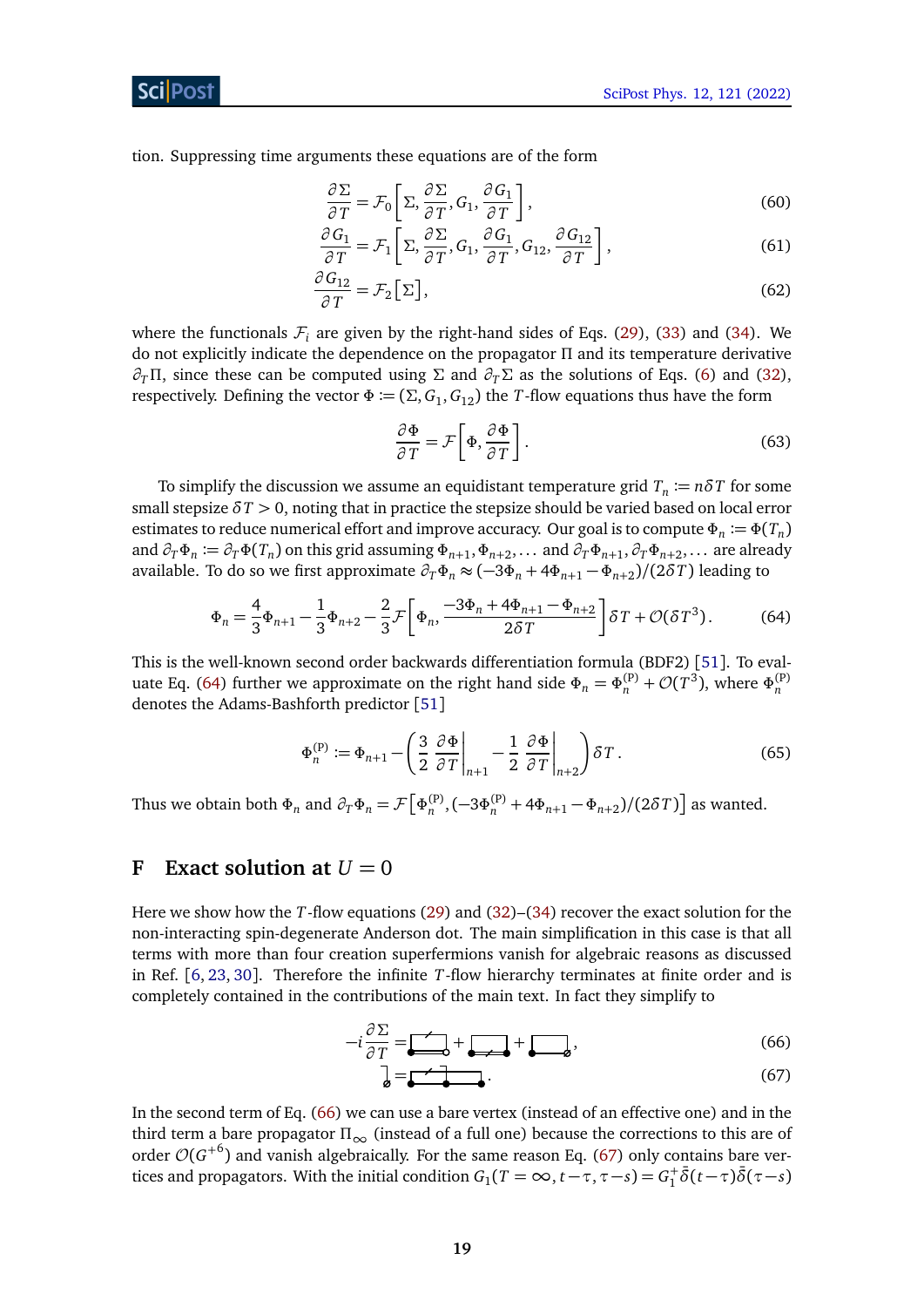tion. Suppressing time arguments these equations are of the form

$$\frac{\partial \Sigma}{\partial T} = \mathcal{F}_0\left[\Sigma, \frac{\partial \Sigma}{\partial T}, G_1, \frac{\partial G_1}{\partial T}\right], \tag{60}$$

$$\frac{\partial G_1}{\partial T} = \mathcal{F}_1\left[\Sigma, \frac{\partial \Sigma}{\partial T}, G_1, \frac{\partial G_1}{\partial T}, G_{12}, \frac{\partial G_{12}}{\partial T}\right], \tag{61}$$

$$\frac{\partial G_{12}}{\partial T} = \mathcal{F}_2\left[\Sigma\right], \tag{62}$$

where the functionals $\mathcal{F}_i$ are given by the right-hand sides of Eqs. (29), (33) and (34). We do not explicitly indicate the dependence on the propagator $\Pi$ and its temperature derivative $\partial_T \Pi$, since these can be computed using $\Sigma$ and $\partial_T \Sigma$ as the solutions of Eqs. (6) and (32), respectively. Defining the vector $\Phi := (\Sigma, G_1, G_{12})$ the $T$-flow equations thus have the form

$$\frac{\partial \Phi}{\partial T} = \mathcal{F}\left[\Phi, \frac{\partial \Phi}{\partial T}\right]. \tag{63}$$

To simplify the discussion we assume an equidistant temperature grid $T_n := n\delta T$ for some small stepsize $\delta T > 0$, noting that in practice the stepsize should be varied based on local error estimates to reduce numerical effort and improve accuracy. Our goal is to compute $\Phi_n := \Phi(T_n)$ and $\partial_T \Phi_n := \partial_T \Phi(T_n)$ on this grid assuming $\Phi_{n+1}, \Phi_{n+2}, \ldots$ and $\partial_T \Phi_{n+1}, \partial_T \Phi_{n+2}, \ldots$ are already available. To do so we first approximate $\partial_T \Phi_n \approx (-3\Phi_n + 4\Phi_{n+1} - \Phi_{n+2})/(2\delta T)$ leading to

$$\Phi_n = \frac{4}{3}\Phi_{n+1} - \frac{1}{3}\Phi_{n+2} - \frac{2}{3}\mathcal{F}\left[\Phi_n, \frac{-3\Phi_n + 4\Phi_{n+1} - \Phi_{n+2}}{2\delta T}\right]\delta T + \mathcal{O}(\delta T^3). \tag{64}$$

This is the well-known second order backwards differentiation formula (BDF2) [51]. To evaluate Eq. (64) further we approximate on the right hand side $\Phi_n = \Phi_n^{(\mathrm{P})} + \mathcal{O}(T^3)$, where $\Phi_n^{(\mathrm{P})}$ denotes the Adams-Bashforth predictor [51]

$$\Phi_n^{(\mathrm{P})} := \Phi_{n+1} - \left(\frac{3}{2}\left.\frac{\partial \Phi}{\partial T}\right|_{n+1} - \frac{1}{2}\left.\frac{\partial \Phi}{\partial T}\right|_{n+2}\right)\delta T\,. \tag{65}$$

Thus we obtain both $\Phi_n$ and $\partial_T \Phi_n = \mathcal{F}\left[\Phi_n^{(\mathrm{P})}, (-3\Phi_n^{(\mathrm{P})} + 4\Phi_{n+1} - \Phi_{n+2})/(2\delta T)\right]$ as wanted.

## F Exact solution at $U = 0$

Here we show how the $T$-flow equations (29) and (32)–(34) recover the exact solution for the non-interacting spin-degenerate Anderson dot. The main simplification in this case is that all terms with more than four creation superfermions vanish for algebraic reasons as discussed in Ref. [6, 23, 30]. Therefore the infinite $T$-flow hierarchy terminates at finite order and is completely contained in the contributions of the main text. In fact they simplify to

$$-i\frac{\partial \Sigma}{\partial T} = [\text{diagram}] + [\text{diagram}] + [\text{diagram}], \tag{66}$$

$$[\text{diagram}] = [\text{diagram}]. \tag{67}$$

In the second term of Eq. (66) we can use a bare vertex (instead of an effective one) and in the third term a bare propagator $\Pi_\infty$ (instead of a full one) because the corrections to this are of order $\mathcal{O}(G^{+6})$ and vanish algebraically. For the same reason Eq. (67) only contains bare vertices and propagators. With the initial condition $G_1(T = \infty, t - \tau, \tau - s) = G_1^+ \bar{\delta}(t - \tau)\bar{\delta}(\tau - s)$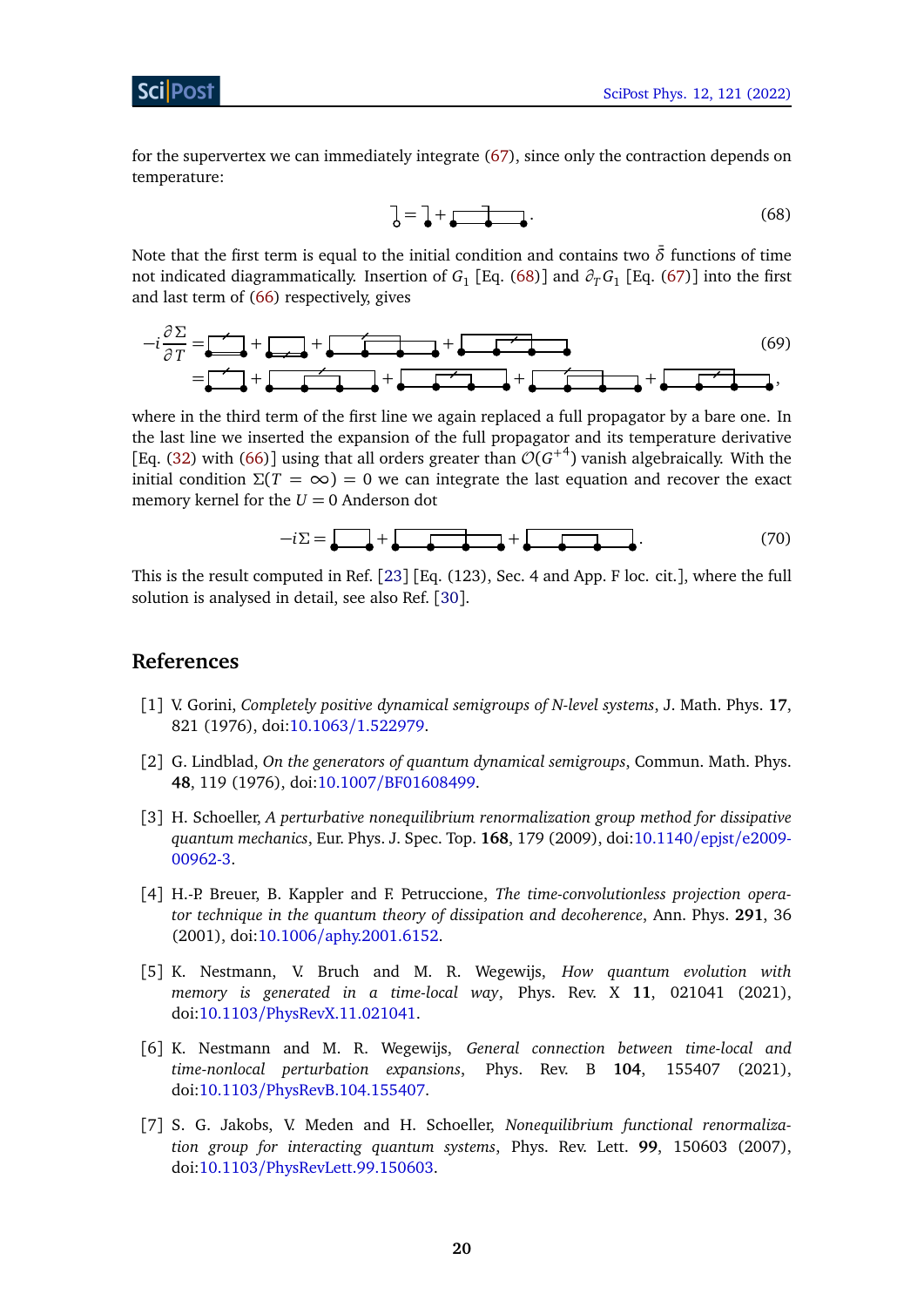for the supervertex we can immediately integrate (67), since only the contraction depends on temperature:

$$\text{[diagram]} = \text{[diagram]} + \text{[diagram]}. \tag{68}$$

Note that the first term is equal to the initial condition and contains two $\bar{\delta}$ functions of time not indicated diagrammatically. Insertion of $G_1$ [Eq. (68)] and $\partial_T G_1$ [Eq. (67)] into the first and last term of (66) respectively, gives

$$-i\frac{\partial \Sigma}{\partial T} = \text{[diagram]} + \text{[diagram]} + \text{[diagram]} + \text{[diagram]}$$
$$= \text{[diagram]} + \text{[diagram]} + \text{[diagram]} + \text{[diagram]} + \text{[diagram]}, \tag{69}$$

where in the third term of the first line we again replaced a full propagator by a bare one. In the last line we inserted the expansion of the full propagator and its temperature derivative [Eq. (32) with (66)] using that all orders greater than $\mathcal{O}(G^{+4})$ vanish algebraically. With the initial condition $\Sigma(T = \infty) = 0$ we can integrate the last equation and recover the exact memory kernel for the $U = 0$ Anderson dot

$$-i\Sigma = \text{[diagram]} + \text{[diagram]} + \text{[diagram]}. \tag{70}$$

This is the result computed in Ref. [23] [Eq. (123), Sec. 4 and App. F loc. cit.], where the full solution is analysed in detail, see also Ref. [30].

## References

[1] V. Gorini, *Completely positive dynamical semigroups of N-level systems*, J. Math. Phys. **17**, 821 (1976), doi:10.1063/1.522979.

[2] G. Lindblad, *On the generators of quantum dynamical semigroups*, Commun. Math. Phys. **48**, 119 (1976), doi:10.1007/BF01608499.

[3] H. Schoeller, *A perturbative nonequilibrium renormalization group method for dissipative quantum mechanics*, Eur. Phys. J. Spec. Top. **168**, 179 (2009), doi:10.1140/epjst/e2009-00962-3.

[4] H.-P. Breuer, B. Kappler and F. Petruccione, *The time-convolutionless projection operator technique in the quantum theory of dissipation and decoherence*, Ann. Phys. **291**, 36 (2001), doi:10.1006/aphy.2001.6152.

[5] K. Nestmann, V. Bruch and M. R. Wegewijs, *How quantum evolution with memory is generated in a time-local way*, Phys. Rev. X **11**, 021041 (2021), doi:10.1103/PhysRevX.11.021041.

[6] K. Nestmann and M. R. Wegewijs, *General connection between time-local and time-nonlocal perturbation expansions*, Phys. Rev. B **104**, 155407 (2021), doi:10.1103/PhysRevB.104.155407.

[7] S. G. Jakobs, V. Meden and H. Schoeller, *Nonequilibrium functional renormalization group for interacting quantum systems*, Phys. Rev. Lett. **99**, 150603 (2007), doi:10.1103/PhysRevLett.99.150603.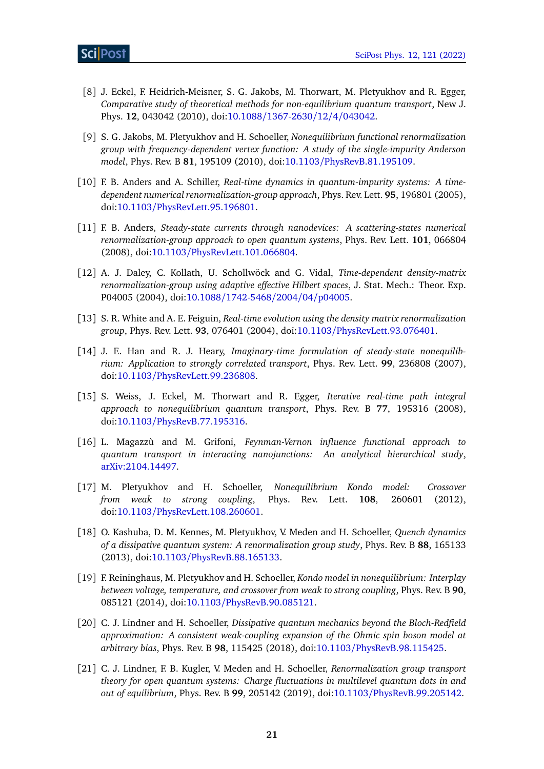[8] J. Eckel, F. Heidrich-Meisner, S. G. Jakobs, M. Thorwart, M. Pletyukhov and R. Egger, *Comparative study of theoretical methods for non-equilibrium quantum transport*, New J. Phys. **12**, 043042 (2010), doi:10.1088/1367-2630/12/4/043042.

[9] S. G. Jakobs, M. Pletyukhov and H. Schoeller, *Nonequilibrium functional renormalization group with frequency-dependent vertex function: A study of the single-impurity Anderson model*, Phys. Rev. B **81**, 195109 (2010), doi:10.1103/PhysRevB.81.195109.

[10] F. B. Anders and A. Schiller, *Real-time dynamics in quantum-impurity systems: A time-dependent numerical renormalization-group approach*, Phys. Rev. Lett. **95**, 196801 (2005), doi:10.1103/PhysRevLett.95.196801.

[11] F. B. Anders, *Steady-state currents through nanodevices: A scattering-states numerical renormalization-group approach to open quantum systems*, Phys. Rev. Lett. **101**, 066804 (2008), doi:10.1103/PhysRevLett.101.066804.

[12] A. J. Daley, C. Kollath, U. Schollwöck and G. Vidal, *Time-dependent density-matrix renormalization-group using adaptive effective Hilbert spaces*, J. Stat. Mech.: Theor. Exp. P04005 (2004), doi:10.1088/1742-5468/2004/04/p04005.

[13] S. R. White and A. E. Feiguin, *Real-time evolution using the density matrix renormalization group*, Phys. Rev. Lett. **93**, 076401 (2004), doi:10.1103/PhysRevLett.93.076401.

[14] J. E. Han and R. J. Heary, *Imaginary-time formulation of steady-state nonequilibrium: Application to strongly correlated transport*, Phys. Rev. Lett. **99**, 236808 (2007), doi:10.1103/PhysRevLett.99.236808.

[15] S. Weiss, J. Eckel, M. Thorwart and R. Egger, *Iterative real-time path integral approach to nonequilibrium quantum transport*, Phys. Rev. B **77**, 195316 (2008), doi:10.1103/PhysRevB.77.195316.

[16] L. Magazzù and M. Grifoni, *Feynman-Vernon influence functional approach to quantum transport in interacting nanojunctions: An analytical hierarchical study*, arXiv:2104.14497.

[17] M. Pletyukhov and H. Schoeller, *Nonequilibrium Kondo model: Crossover from weak to strong coupling*, Phys. Rev. Lett. **108**, 260601 (2012), doi:10.1103/PhysRevLett.108.260601.

[18] O. Kashuba, D. M. Kennes, M. Pletyukhov, V. Meden and H. Schoeller, *Quench dynamics of a dissipative quantum system: A renormalization group study*, Phys. Rev. B **88**, 165133 (2013), doi:10.1103/PhysRevB.88.165133.

[19] F. Reininghaus, M. Pletyukhov and H. Schoeller, *Kondo model in nonequilibrium: Interplay between voltage, temperature, and crossover from weak to strong coupling*, Phys. Rev. B **90**, 085121 (2014), doi:10.1103/PhysRevB.90.085121.

[20] C. J. Lindner and H. Schoeller, *Dissipative quantum mechanics beyond the Bloch-Redfield approximation: A consistent weak-coupling expansion of the Ohmic spin boson model at arbitrary bias*, Phys. Rev. B **98**, 115425 (2018), doi:10.1103/PhysRevB.98.115425.

[21] C. J. Lindner, F. B. Kugler, V. Meden and H. Schoeller, *Renormalization group transport theory for open quantum systems: Charge fluctuations in multilevel quantum dots in and out of equilibrium*, Phys. Rev. B **99**, 205142 (2019), doi:10.1103/PhysRevB.99.205142.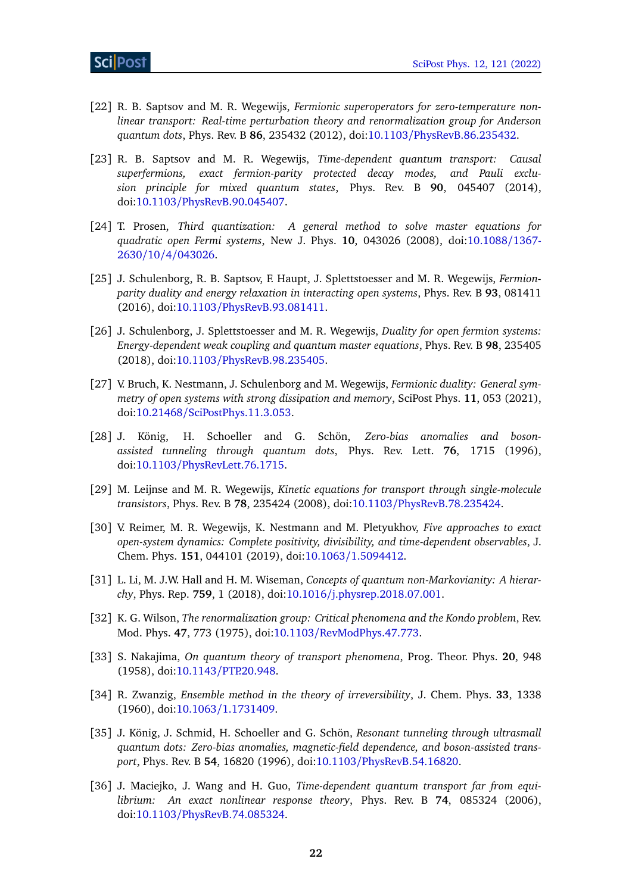[22] R. B. Saptsov and M. R. Wegewijs, *Fermionic superoperators for zero-temperature nonlinear transport: Real-time perturbation theory and renormalization group for Anderson quantum dots*, Phys. Rev. B **86**, 235432 (2012), doi:10.1103/PhysRevB.86.235432.

[23] R. B. Saptsov and M. R. Wegewijs, *Time-dependent quantum transport: Causal superfermions, exact fermion-parity protected decay modes, and Pauli exclusion principle for mixed quantum states*, Phys. Rev. B **90**, 045407 (2014), doi:10.1103/PhysRevB.90.045407.

[24] T. Prosen, *Third quantization: A general method to solve master equations for quadratic open Fermi systems*, New J. Phys. **10**, 043026 (2008), doi:10.1088/1367-2630/10/4/043026.

[25] J. Schulenborg, R. B. Saptsov, F. Haupt, J. Splettstoesser and M. R. Wegewijs, *Fermion-parity duality and energy relaxation in interacting open systems*, Phys. Rev. B **93**, 081411 (2016), doi:10.1103/PhysRevB.93.081411.

[26] J. Schulenborg, J. Splettstoesser and M. R. Wegewijs, *Duality for open fermion systems: Energy-dependent weak coupling and quantum master equations*, Phys. Rev. B **98**, 235405 (2018), doi:10.1103/PhysRevB.98.235405.

[27] V. Bruch, K. Nestmann, J. Schulenborg and M. Wegewijs, *Fermionic duality: General symmetry of open systems with strong dissipation and memory*, SciPost Phys. **11**, 053 (2021), doi:10.21468/SciPostPhys.11.3.053.

[28] J. König, H. Schoeller and G. Schön, *Zero-bias anomalies and boson-assisted tunneling through quantum dots*, Phys. Rev. Lett. **76**, 1715 (1996), doi:10.1103/PhysRevLett.76.1715.

[29] M. Leijnse and M. R. Wegewijs, *Kinetic equations for transport through single-molecule transistors*, Phys. Rev. B **78**, 235424 (2008), doi:10.1103/PhysRevB.78.235424.

[30] V. Reimer, M. R. Wegewijs, K. Nestmann and M. Pletyukhov, *Five approaches to exact open-system dynamics: Complete positivity, divisibility, and time-dependent observables*, J. Chem. Phys. **151**, 044101 (2019), doi:10.1063/1.5094412.

[31] L. Li, M. J.W. Hall and H. M. Wiseman, *Concepts of quantum non-Markovianity: A hierarchy*, Phys. Rep. **759**, 1 (2018), doi:10.1016/j.physrep.2018.07.001.

[32] K. G. Wilson, *The renormalization group: Critical phenomena and the Kondo problem*, Rev. Mod. Phys. **47**, 773 (1975), doi:10.1103/RevModPhys.47.773.

[33] S. Nakajima, *On quantum theory of transport phenomena*, Prog. Theor. Phys. **20**, 948 (1958), doi:10.1143/PTP.20.948.

[34] R. Zwanzig, *Ensemble method in the theory of irreversibility*, J. Chem. Phys. **33**, 1338 (1960), doi:10.1063/1.1731409.

[35] J. König, J. Schmid, H. Schoeller and G. Schön, *Resonant tunneling through ultrasmall quantum dots: Zero-bias anomalies, magnetic-field dependence, and boson-assisted transport*, Phys. Rev. B **54**, 16820 (1996), doi:10.1103/PhysRevB.54.16820.

[36] J. Maciejko, J. Wang and H. Guo, *Time-dependent quantum transport far from equilibrium: An exact nonlinear response theory*, Phys. Rev. B **74**, 085324 (2006), doi:10.1103/PhysRevB.74.085324.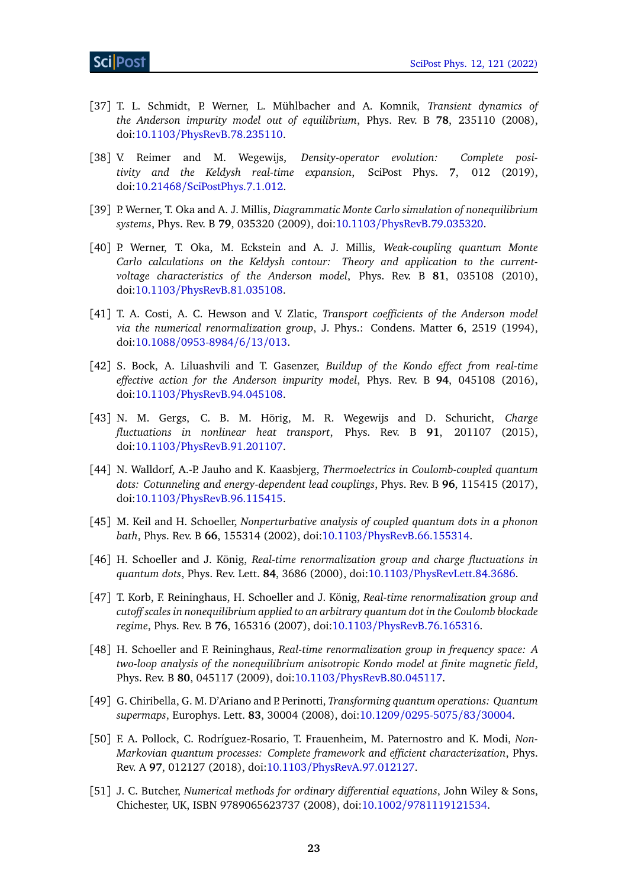[37] T. L. Schmidt, P. Werner, L. Mühlbacher and A. Komnik, *Transient dynamics of the Anderson impurity model out of equilibrium*, Phys. Rev. B **78**, 235110 (2008), doi:10.1103/PhysRevB.78.235110.

[38] V. Reimer and M. Wegewijs, *Density-operator evolution: Complete positivity and the Keldysh real-time expansion*, SciPost Phys. **7**, 012 (2019), doi:10.21468/SciPostPhys.7.1.012.

[39] P. Werner, T. Oka and A. J. Millis, *Diagrammatic Monte Carlo simulation of nonequilibrium systems*, Phys. Rev. B **79**, 035320 (2009), doi:10.1103/PhysRevB.79.035320.

[40] P. Werner, T. Oka, M. Eckstein and A. J. Millis, *Weak-coupling quantum Monte Carlo calculations on the Keldysh contour: Theory and application to the current-voltage characteristics of the Anderson model*, Phys. Rev. B **81**, 035108 (2010), doi:10.1103/PhysRevB.81.035108.

[41] T. A. Costi, A. C. Hewson and V. Zlatic, *Transport coefficients of the Anderson model via the numerical renormalization group*, J. Phys.: Condens. Matter **6**, 2519 (1994), doi:10.1088/0953-8984/6/13/013.

[42] S. Bock, A. Liluashvili and T. Gasenzer, *Buildup of the Kondo effect from real-time effective action for the Anderson impurity model*, Phys. Rev. B **94**, 045108 (2016), doi:10.1103/PhysRevB.94.045108.

[43] N. M. Gergs, C. B. M. Hörig, M. R. Wegewijs and D. Schuricht, *Charge fluctuations in nonlinear heat transport*, Phys. Rev. B **91**, 201107 (2015), doi:10.1103/PhysRevB.91.201107.

[44] N. Walldorf, A.-P. Jauho and K. Kaasbjerg, *Thermoelectrics in Coulomb-coupled quantum dots: Cotunneling and energy-dependent lead couplings*, Phys. Rev. B **96**, 115415 (2017), doi:10.1103/PhysRevB.96.115415.

[45] M. Keil and H. Schoeller, *Nonperturbative analysis of coupled quantum dots in a phonon bath*, Phys. Rev. B **66**, 155314 (2002), doi:10.1103/PhysRevB.66.155314.

[46] H. Schoeller and J. König, *Real-time renormalization group and charge fluctuations in quantum dots*, Phys. Rev. Lett. **84**, 3686 (2000), doi:10.1103/PhysRevLett.84.3686.

[47] T. Korb, F. Reininghaus, H. Schoeller and J. König, *Real-time renormalization group and cutoff scales in nonequilibrium applied to an arbitrary quantum dot in the Coulomb blockade regime*, Phys. Rev. B **76**, 165316 (2007), doi:10.1103/PhysRevB.76.165316.

[48] H. Schoeller and F. Reininghaus, *Real-time renormalization group in frequency space: A two-loop analysis of the nonequilibrium anisotropic Kondo model at finite magnetic field*, Phys. Rev. B **80**, 045117 (2009), doi:10.1103/PhysRevB.80.045117.

[49] G. Chiribella, G. M. D'Ariano and P. Perinotti, *Transforming quantum operations: Quantum supermaps*, Europhys. Lett. **83**, 30004 (2008), doi:10.1209/0295-5075/83/30004.

[50] F. A. Pollock, C. Rodríguez-Rosario, T. Frauenheim, M. Paternostro and K. Modi, *Non-Markovian quantum processes: Complete framework and efficient characterization*, Phys. Rev. A **97**, 012127 (2018), doi:10.1103/PhysRevA.97.012127.

[51] J. C. Butcher, *Numerical methods for ordinary differential equations*, John Wiley & Sons, Chichester, UK, ISBN 9789065623737 (2008), doi:10.1002/9781119121534.